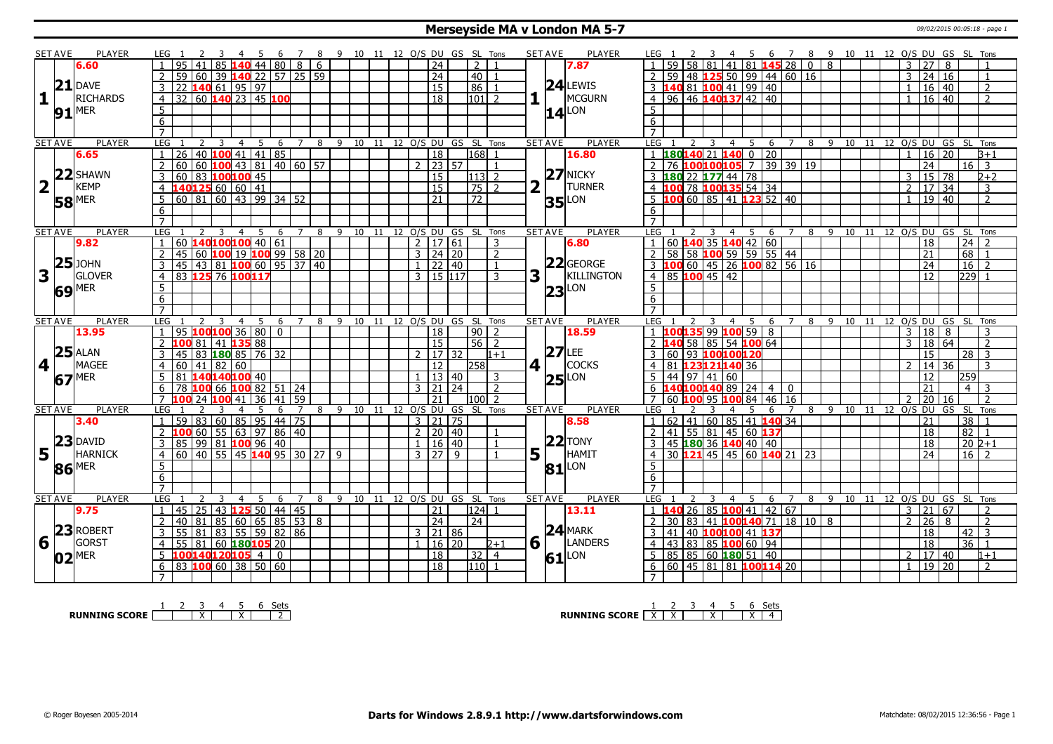# Merseyside MA v London MA 5-7

| SET AVE | PLAYER | LEG | 1 | 2 | 3 | 4 | 5 | 6 | 7 | 8 | 9 | 10 | 11 | 12 | O/S | DU | GS | SL | Tons | SET AVE | PLAYER | LEG | 1 | 2 | 3 | 4 | 5 | 6 | 7 | 8 | 9 | 10 | 11 | 12 | O/S | DU | GS | SL | Tons |
|---|---|---|---|---|---|---|---|---|---|---|---|---|---|---|---|---|---|---|---|---|---|---|---|---|---|---|---|---|---|---|---|---|---|---|---|---|---|---|---|
| 6.60 | | 1 | 95 | 41 | 85 | 140 | 44 | 80 | 8 | 6 | | | | | | 24 | | 2 | 1 | 7.87 | | 1 | 59 | 58 | 81 | 41 | 81 | 145 | 28 | 0 | 8 | | | | 3 | 27 | 8 | | 1 |
| 21 | DAVE | 2 | 59 | 60 | 39 | 140 | 22 | 57 | 25 | 59 | | | | | | 24 | | 40 | 1 | 24 | LEWIS | 2 | 59 | 48 | 125 | 50 | 99 | 44 | 60 | 16 | | | | | 3 | 24 | 16 | | 1 |
| 1 | RICHARDS | 3 | 22 | 140 | 61 | 95 | 97 | | | | | | | | | 15 | | 86 | 1 | 1 | MCGURN | 3 | 140 | 81 | 100 | 41 | 99 | 40 | | | | | | | 1 | 16 | 40 | | 2 |
| 91 | MER | 4 | 32 | 60 | 140 | 23 | 45 | 100 | | | | | | | | 18 | | 101 | 2 | 14 | LON | 4 | 96 | 46 | 140 | 137 | 42 | 40 | | | | | | | 1 | 16 | 40 | | 2 |
| | | 5 | | | | | | | | | | | | | | | | | | | | 5 | | | | | | | | | | | | | | | | | |
| | | 6 | | | | | | | | | | | | | | | | | | | | 6 | | | | | | | | | | | | | | | | | |
| | | 7 | | | | | | | | | | | | | | | | | | | | 7 | | | | | | | | | | | | | | | | | |
| **SET AVE** | **PLAYER** | **LEG** | 1 | 2 | 3 | 4 | 5 | 6 | 7 | 8 | 9 | 10 | 11 | 12 | O/S | DU | GS | SL | Tons | **SET AVE** | **PLAYER** | **LEG** | 1 | 2 | 3 | 4 | 5 | 6 | 7 | 8 | 9 | 10 | 11 | 12 | O/S | DU | GS | SL | Tons |
| 6.65 | | 1 | 26 | 40 | 100 | 41 | 41 | 85 | | | | | | | | 18 | | 168 | 1 | 16.80 | | 1 | 180 | 140 | 21 | 140 | 0 | 20 | | | | | | | 1 | 16 | 20 | | 3+1 |
| 22 | SHAWN | 2 | 60 | 60 | 100 | 43 | 81 | 40 | 60 | 57 | | | | | 2 | 23 | 57 | | 1 | 27 | NICKY | 2 | 76 | 100 | 100 | 105 | 7 | 39 | 39 | 19 | | | | | | 24 | | 16 | 3 |
| 2 | KEMP | 3 | 60 | 83 | 100 | 100 | 45 | | | | | | | | | 15 | | 113 | 2 | 2 | TURNER | 3 | 180 | 22 | 177 | 44 | 78 | | | | | | | | 3 | 15 | 78 | | 2+2 |
| 58 | MER | 4 | 140 | 125 | 60 | 60 | 41 | | | | | | | | | 15 | | 75 | 2 | 35 | LON | 4 | 100 | 78 | 100 | 135 | 54 | 34 | | | | | | | 2 | 17 | 34 | | 3 |
| | | 5 | 60 | 81 | 60 | 43 | 99 | 34 | 52 | | | | | | | 21 | | 72 | | | | 5 | 100 | 60 | 85 | 41 | 123 | 52 | 40 | | | | | | 1 | 19 | 40 | | 2 |
| | | 6 | | | | | | | | | | | | | | | | | | | | 6 | | | | | | | | | | | | | | | | | |
| | | 7 | | | | | | | | | | | | | | | | | | | | 7 | | | | | | | | | | | | | | | | | |
| **SET AVE** | **PLAYER** | **LEG** | 1 | 2 | 3 | 4 | 5 | 6 | 7 | 8 | 9 | 10 | 11 | 12 | O/S | DU | GS | SL | Tons | **SET AVE** | **PLAYER** | **LEG** | 1 | 2 | 3 | 4 | 5 | 6 | 7 | 8 | 9 | 10 | 11 | 12 | O/S | DU | GS | SL | Tons |
| 9.82 | | 1 | 60 | 140 | 100 | 100 | 40 | 61 | | | | | | | 2 | 17 | 61 | | 3 | 6.80 | | 1 | 60 | 140 | 35 | 140 | 42 | 60 | | | | | | | | 18 | | 24 | 2 |
| 25 | JOHN | 2 | 45 | 60 | 100 | 19 | 100 | 99 | 58 | 20 | | | | | 3 | 24 | 20 | | 2 | 22 | GEORGE | 2 | 58 | 58 | 100 | 59 | 59 | 55 | 44 | | | | | | | 21 | | 68 | 1 |
| 3 | GLOVER | 3 | 45 | 43 | 81 | 100 | 60 | 95 | 37 | 40 | | | | | 1 | 22 | 40 | | 1 | 3 | KILLINGTON | 3 | 100 | 60 | 45 | 26 | 100 | 82 | 56 | 16 | | | | | | 24 | | 16 | 2 |
| 69 | MER | 4 | 83 | 125 | 76 | 100 | 117 | | | | | | | | 3 | 15 | 117 | | 3 | 23 | LON | 4 | 85 | 100 | 45 | 42 | | | | | | | | | | 12 | | 229 | 1 |
| | | 5 | | | | | | | | | | | | | | | | | | | | 5 | | | | | | | | | | | | | | | | | |
| | | 6 | | | | | | | | | | | | | | | | | | | | 6 | | | | | | | | | | | | | | | | | |
| | | 7 | | | | | | | | | | | | | | | | | | | | 7 | | | | | | | | | | | | | | | | | |
| **SET AVE** | **PLAYER** | **LEG** | 1 | 2 | 3 | 4 | 5 | 6 | 7 | 8 | 9 | 10 | 11 | 12 | O/S | DU | GS | SL | Tons | **SET AVE** | **PLAYER** | **LEG** | 1 | 2 | 3 | 4 | 5 | 6 | 7 | 8 | 9 | 10 | 11 | 12 | O/S | DU | GS | SL | Tons |
| 13.95 | | 1 | 95 | 100 | 100 | 36 | 80 | 0 | | | | | | | | 18 | | 90 | 2 | 18.59 | | 1 | 100 | 135 | 99 | 100 | 59 | 8 | | | | | | | 3 | 18 | 8 | | 3 |
| 25 | ALAN | 2 | 100 | 81 | 41 | 135 | 88 | | | | | | | | | 15 | | 56 | 2 | 27 | LEE | 2 | 140 | 58 | 85 | 54 | 100 | 64 | | | | | | | 3 | 18 | 64 | | 2 |
| 4 | MAGEE | 3 | 45 | 83 | 180 | 85 | 76 | 32 | | | | | | | 2 | 17 | 32 | | 1+1 | 4 | COCKS | 3 | 60 | 93 | 100 | 100 | 120 | | | | | | | | | 15 | | 28 | 3 |
| 67 | MER | 4 | 60 | 41 | 82 | 60 | | | | | | | | | | 12 | | 258 | | 25 | LON | 4 | 81 | 123 | 121 | 140 | 36 | | | | | | | | 2 | 14 | 36 | | 3 |
| | | 5 | 81 | 140 | 140 | 100 | 40 | | | | | | | | 1 | 13 | 40 | | 3 | | | 5 | 44 | 97 | 41 | 60 | | | | | | | | | | 12 | | 259 | |
| | | 6 | 78 | 100 | 66 | 100 | 82 | 51 | 24 | | | | | | 3 | 21 | 24 | | 2 | | | 6 | 140 | 100 | 140 | 89 | 24 | 4 | 0 | | | | | | | 21 | | 4 | 3 |
| | | 7 | 100 | 24 | 100 | 41 | 36 | 41 | 59 | | | | | | | 21 | | 100 | 2 | | | 7 | 60 | 100 | 95 | 100 | 84 | 46 | 16 | | | | | | 2 | 20 | 16 | | 2 |
| **SET AVE** | **PLAYER** | **LEG** | 1 | 2 | 3 | 4 | 5 | 6 | 7 | 8 | 9 | 10 | 11 | 12 | O/S | DU | GS | SL | Tons | **SET AVE** | **PLAYER** | **LEG** | 1 | 2 | 3 | 4 | 5 | 6 | 7 | 8 | 9 | 10 | 11 | 12 | O/S | DU | GS | SL | Tons |
| 3.40 | | 1 | 59 | 83 | 60 | 85 | 95 | 44 | 75 | | | | | | 3 | 21 | 75 | | | 8.58 | | 1 | 62 | 41 | 60 | 85 | 41 | 140 | 34 | | | | | | | 21 | | 38 | 1 |
| 23 | DAVID | 2 | 100 | 60 | 55 | 63 | 97 | 86 | 40 | | | | | | 2 | 20 | 40 | | 1 | 22 | TONY | 2 | 41 | 55 | 81 | 45 | 60 | 137 | | | | | | | | 18 | | 82 | 1 |
| 5 | HARNICK | 3 | 85 | 99 | 81 | 100 | 96 | 40 | | | | | | | 1 | 16 | 40 | | 1 | 5 | HAMIT | 3 | 45 | 180 | 36 | 140 | 40 | 40 | | | | | | | | 18 | | 20 | 2+1 |
| 86 | MER | 4 | 60 | 40 | 55 | 45 | 140 | 95 | 30 | 27 | 9 | | | | 3 | 27 | 9 | | 1 | 81 | LON | 4 | 30 | 121 | 45 | 45 | 60 | 140 | 21 | 23 | | | | | | 24 | | 16 | 2 |
| | | 5 | | | | | | | | | | | | | | | | | | | | 5 | | | | | | | | | | | | | | | | | |
| | | 6 | | | | | | | | | | | | | | | | | | | | 6 | | | | | | | | | | | | | | | | | |
| | | 7 | | | | | | | | | | | | | | | | | | | | 7 | | | | | | | | | | | | | | | | | |
| **SET AVE** | **PLAYER** | **LEG** | 1 | 2 | 3 | 4 | 5 | 6 | 7 | 8 | 9 | 10 | 11 | 12 | O/S | DU | GS | SL | Tons | **SET AVE** | **PLAYER** | **LEG** | 1 | 2 | 3 | 4 | 5 | 6 | 7 | 8 | 9 | 10 | 11 | 12 | O/S | DU | GS | SL | Tons |
| 9.75 | | 1 | 45 | 25 | 43 | 125 | 50 | 44 | 45 | | | | | | | 21 | | 124 | 1 | 13.11 | | 1 | 140 | 26 | 85 | 100 | 41 | 42 | 67 | | | | | | 3 | 21 | 67 | | 2 |
| 23 | ROBERT | 2 | 40 | 81 | 85 | 60 | 65 | 85 | 53 | 8 | | | | | | 24 | | 24 | | 24 | MARK | 2 | 30 | 83 | 41 | 100 | 140 | 71 | 18 | 10 | 8 | | | | 2 | 26 | 8 | | 2 |
| 6 | GORST | 3 | 55 | 81 | 83 | 55 | 59 | 82 | 86 | | | | | | 3 | 21 | 86 | | | 6 | LANDERS | 3 | 41 | 40 | 100 | 100 | 41 | 137 | | | | | | | | 18 | | 42 | 3 |
| 02 | MER | 4 | 55 | 81 | 60 | 180 | 105 | 20 | | | | | | | 1 | 16 | 20 | | 2+1 | 61 | LON | 4 | 43 | 83 | 85 | 100 | 60 | 94 | | | | | | | | 18 | | 36 | 1 |
| | | 5 | 100 | 140 | 120 | 105 | 4 | 0 | | | | | | | | 18 | | 32 | 4 | | | 5 | 85 | 85 | 60 | 180 | 51 | 40 | | | | | | | 2 | 17 | 40 | | 1+1 |
| | | 6 | 83 | 100 | 60 | 38 | 50 | 60 | | | | | | | | 18 | | 110 | 1 | | | 6 | 60 | 45 | 81 | 81 | 100 | 114 | 20 | | | | | | 1 | 19 | 20 | | 2 |
| | | 7 | | | | | | | | | | | | | | | | | | | | 7 | | | | | | | | | | | | | | | | | |

| RUNNING SCORE | 1 | 2 | 3 | 4 | 5 | 6 | Sets |
|---|---|---|---|---|---|---|---|
| Merseyside MA | | | X | | X | | 2 |
| London MA | X | X | | X | | X | 4 |

© Roger Boyesen 2005-2014 | **Darts for Windows 2.8.9.1 http://www.dartsforwindows.com** | Matchdate: 08/02/2015 12:36:56 - Page 1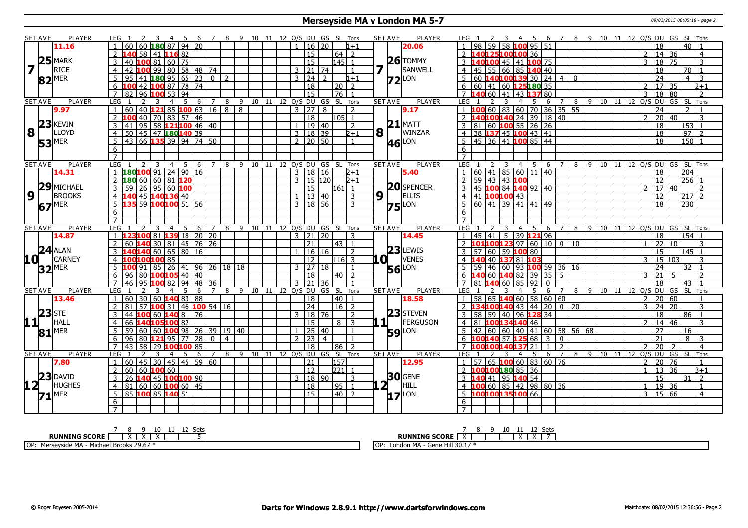# Merseyside MA v London MA 5-7

| SET AVE | PLAYER | LEG | 1 | 2 | 3 | 4 | 5 | 6 | 7 | 8 | 9 | 10 | 11 | 12 | O/S | DU | GS | SL | Tons | SET AVE | PLAYER | LEG | 1 | 2 | 3 | 4 | 5 | 6 | 7 | 8 | 9 | 10 | 11 | 12 | O/S | DU | GS | SL | Tons |
|---|---|---|---|---|---|---|---|---|---|---|---|---|---|---|---|---|---|---|---|---|---|---|---|---|---|---|---|---|---|---|---|---|---|---|---|---|---|---|---|
| 11.16 | | 1 | 60 | 60 | 180 | 87 | 94 | 20 | | | | | | | 1 | 16 | 20 | | 1+1 | 20.06 | | 1 | 98 | 59 | 58 | 100 | 95 | 51 | | | | | | | | 18 | | 40 | 1 |
| 25 | MARK | 2 | 140 | 58 | 41 | 116 | 82 | | | | | | | | | 15 | | 64 | 2 | 26 | TOMMY | 2 | 140 | 125 | 100 | 100 | 36 | | | | | | | | 2 | 14 | 36 | | 4 |
| 7 | RICE | 3 | 40 | 100 | 81 | 60 | 75 | | | | | | | | | 15 | | 145 | 1 | 7 | SANWELL | 3 | 140 | 100 | 45 | 41 | 100 | 75 | | | | | | | 3 | 18 | 75 | | 3 |
| | | 4 | 42 | 100 | 99 | 80 | 58 | 48 | 74 | | | | | | 3 | 21 | 74 | | 1 | | | 4 | 45 | 55 | 66 | 85 | 140 | 40 | | | | | | | | 18 | | 70 | 1 |
| 82 | MER | 5 | 95 | 41 | 180 | 95 | 65 | 23 | 0 | 2 | | | | | 3 | 24 | 2 | | 1+1 | 72 | LON | 5 | 60 | 140 | 100 | 139 | 30 | 24 | 4 | 0 | | | | | | 24 | | 4 | 3 |
| | | 6 | 100 | 42 | 100 | 87 | 78 | 74 | | | | | | | | 18 | | 20 | 2 | | | 6 | 60 | 41 | 60 | 125 | 180 | 35 | | | | | | | 2 | 17 | 35 | | 2+1 |
| | | 7 | 82 | 96 | 100 | 53 | 94 | | | | | | | | | 15 | | 76 | 1 | | | 7 | 140 | 60 | 41 | 43 | 137 | 80 | | | | | | | 3 | 18 | 80 | | 2 |
| SET AVE | PLAYER | LEG | 1 | 2 | 3 | 4 | 5 | 6 | 7 | 8 | 9 | 10 | 11 | 12 | O/S | DU | GS | SL | Tons | SET AVE | PLAYER | LEG | 1 | 2 | 3 | 4 | 5 | 6 | 7 | 8 | 9 | 10 | 11 | 12 | O/S | DU | GS | SL | Tons |
| 9.97 | | 1 | 60 | 40 | 121 | 85 | 100 | 63 | 16 | 8 | 8 | | | | 3 | 27 | 8 | | 2 | 9.17 | | 1 | 100 | 60 | 83 | 60 | 70 | 36 | 35 | 55 | | | | | | 24 | | 2 | 1 |
| 23 | KEVIN | 2 | 100 | 40 | 70 | 83 | 57 | 46 | | | | | | | | 18 | | 105 | 1 | 21 | MATT | 2 | 140 | 100 | 140 | 24 | 39 | 18 | 40 | | | | | | 2 | 20 | 40 | | 3 |
| 8 | LLOYD | 3 | 41 | 95 | 58 | 121 | 100 | 46 | 40 | | | | | | 1 | 19 | 40 | | 2 | 8 | WINZAR | 3 | 81 | 60 | 100 | 55 | 26 | 26 | | | | | | | | 18 | | 153 | 1 |
| | | 4 | 50 | 45 | 47 | 180 | 140 | 39 | | | | | | | 3 | 18 | 39 | | 2+1 | | | 4 | 38 | 137 | 45 | 100 | 43 | 41 | | | | | | | | 18 | | 97 | 2 |
| 53 | MER | 5 | 43 | 66 | 135 | 39 | 94 | 74 | 50 | | | | | | 2 | 20 | 50 | | 1 | 46 | LON | 5 | 45 | 36 | 41 | 100 | 85 | 44 | | | | | | | | 18 | | 150 | 1 |
| | | 6 | | | | | | | | | | | | | | | | | | | | 6 | | | | | | | | | | | | | | | | | |
| | | 7 | | | | | | | | | | | | | | | | | | | | 7 | | | | | | | | | | | | | | | | | |
| SET AVE | PLAYER | LEG | 1 | 2 | 3 | 4 | 5 | 6 | 7 | 8 | 9 | 10 | 11 | 12 | O/S | DU | GS | SL | Tons | SET AVE | PLAYER | LEG | 1 | 2 | 3 | 4 | 5 | 6 | 7 | 8 | 9 | 10 | 11 | 12 | O/S | DU | GS | SL | Tons |
| 14.31 | | 1 | 180 | 100 | 91 | 24 | 90 | 16 | | | | | | | 3 | 18 | 16 | | 2+1 | 5.40 | | 1 | 60 | 41 | 85 | 60 | 11 | 40 | | | | | | | | 18 | | 204 | |
| 29 | MICHAEL | 2 | 180 | 60 | 60 | 81 | 120 | | | | | | | | 3 | 15 | 120 | | 2+1 | 20 | SPENCER | 2 | 59 | 43 | 43 | 100 | | | | | | | | | | 12 | | 256 | 1 |
| 9 | BROOKS | 3 | 59 | 26 | 95 | 60 | 100 | | | | | | | | | 15 | | 161 | 1 | 9 | ELLIS | 3 | 45 | 100 | 84 | 140 | 92 | 40 | | | | | | | 2 | 17 | 40 | | 2 |
| | | 4 | 140 | 45 | 140 | 136 | 40 | | | | | | | | 1 | 13 | 40 | | 3 | | | 4 | 41 | 100 | 100 | 43 | | | | | | | | | | 12 | | 217 | 2 |
| 67 | MER | 5 | 135 | 59 | 100 | 100 | 51 | 56 | | | | | | | 3 | 18 | 56 | | 3 | 75 | LON | 5 | 60 | 41 | 39 | 41 | 41 | 49 | | | | | | | | 18 | | 230 | |
| | | 6 | | | | | | | | | | | | | | | | | | | | 6 | | | | | | | | | | | | | | | | | |
| | | 7 | | | | | | | | | | | | | | | | | | | | 7 | | | | | | | | | | | | | | | | | |
| SET AVE | PLAYER | LEG | 1 | 2 | 3 | 4 | 5 | 6 | 7 | 8 | 9 | 10 | 11 | 12 | O/S | DU | GS | SL | Tons | SET AVE | PLAYER | LEG | 1 | 2 | 3 | 4 | 5 | 6 | 7 | 8 | 9 | 10 | 11 | 12 | O/S | DU | GS | SL | Tons |
| 14.87 | | 1 | 123 | 100 | 81 | 139 | 18 | 20 | 20 | | | | | | 3 | 21 | 20 | | 3 | 14.45 | | 1 | 45 | 41 | 5 | 39 | 121 | 96 | | | | | | | | 18 | | 154 | 1 |
| 24 | ALAN | 2 | 60 | 140 | 30 | 81 | 45 | 76 | 26 | | | | | | | 21 | | 43 | 1 | 23 | LEWIS | 2 | 101 | 100 | 123 | 97 | 60 | 10 | 0 | 10 | | | | | 1 | 22 | 10 | | 3 |
| 10 | CARNEY | 3 | 140 | 140 | 60 | 65 | 80 | 16 | | | | | | | 1 | 16 | 16 | | 2 | 10 | VENES | 3 | 57 | 60 | 59 | 100 | 80 | | | | | | | | | 15 | | 145 | 1 |
| | | 4 | 100 | 100 | 100 | 85 | | | | | | | | | | 12 | | 116 | 3 | | | 4 | 140 | 40 | 137 | 81 | 103 | | | | | | | | 3 | 15 | 103 | | 3 |
| 32 | MER | 5 | 100 | 91 | 85 | 26 | 41 | 96 | 26 | 18 | 18 | | | | 3 | 27 | 18 | | 1 | 56 | LON | 5 | 59 | 46 | 60 | 93 | 100 | 59 | 36 | 16 | | | | | | 24 | | 32 | 1 |
| | | 6 | 96 | 80 | 100 | 105 | 40 | 40 | | | | | | | | 18 | | 40 | 2 | | | 6 | 140 | 60 | 140 | 82 | 39 | 35 | 5 | | | | | | 3 | 21 | 5 | | 2 |
| | | 7 | 46 | 95 | 100 | 82 | 94 | 48 | 36 | | | | | | 3 | 21 | 36 | | 1 | | | 7 | 81 | 140 | 60 | 85 | 92 | 0 | | | | | | | | 18 | | 43 | 1 |
| SET AVE | PLAYER | LEG | 1 | 2 | 3 | 4 | 5 | 6 | 7 | 8 | 9 | 10 | 11 | 12 | O/S | DU | GS | SL | Tons | SET AVE | PLAYER | LEG | 1 | 2 | 3 | 4 | 5 | 6 | 7 | 8 | 9 | 10 | 11 | 12 | O/S | DU | GS | SL | Tons |
| 13.46 | | 1 | 60 | 30 | 60 | 140 | 83 | 88 | | | | | | | | 18 | | 40 | 1 | 18.58 | | 1 | 58 | 65 | 140 | 60 | 58 | 60 | 60 | | | | | | 2 | 20 | 60 | | 1 |
| 23 | STE | 2 | 81 | 57 | 100 | 31 | 46 | 100 | 54 | 16 | | | | | | 24 | | 16 | 2 | 23 | STEVEN | 2 | 134 | 100 | 140 | 43 | 44 | 20 | 0 | 20 | | | | | 3 | 24 | 20 | | 3 |
| 11 | HALL | 3 | 44 | 100 | 60 | 140 | 81 | 76 | | | | | | | 3 | 18 | 76 | | 2 | 11 | FERGUSON | 3 | 58 | 59 | 40 | 96 | 128 | 34 | | | | | | | | 18 | | 86 | 1 |
| | | 4 | 66 | 140 | 105 | 100 | 82 | | | | | | | | | 15 | | 8 | 3 | | | 4 | 81 | 100 | 134 | 140 | 46 | | | | | | | | 2 | 14 | 46 | | 3 |
| 81 | MER | 5 | 59 | 60 | 60 | 100 | 98 | 26 | 39 | 19 | 40 | | | | 1 | 25 | 40 | | 1 | 59 | LON | 5 | 42 | 60 | 60 | 40 | 41 | 60 | 58 | 56 | 68 | | | | | 27 | | 16 | |
| | | 6 | 96 | 80 | 121 | 95 | 77 | 28 | 0 | 4 | | | | | 2 | 23 | 4 | | 1 | | | 6 | 100 | 140 | 57 | 125 | 68 | 3 | 0 | | | | | | | 21 | | 8 | 3 |
| | | 7 | 43 | 58 | 29 | 100 | 100 | 85 | | | | | | | | 18 | | 86 | 2 | | | 7 | 100 | 100 | 140 | 137 | 21 | 1 | 2 | | | | | | 2 | 20 | 2 | | 4 |
| SET AVE | PLAYER | LEG | 1 | 2 | 3 | 4 | 5 | 6 | 7 | 8 | 9 | 10 | 11 | 12 | O/S | DU | GS | SL | Tons | SET AVE | PLAYER | LEG | 1 | 2 | 3 | 4 | 5 | 6 | 7 | 8 | 9 | 10 | 11 | 12 | O/S | DU | GS | SL | Tons |
| 7.80 | | 1 | 60 | 45 | 30 | 45 | 45 | 59 | 60 | | | | | | | 21 | | 157 | | 12.95 | | 1 | 57 | 65 | 100 | 60 | 83 | 60 | 76 | | | | | | 2 | 20 | 76 | | 1 |
| 23 | DAVID | 2 | 60 | 60 | 100 | 60 | | | | | | | | | | 12 | | 221 | 1 | 30 | GENE | 2 | 100 | 100 | 180 | 85 | 36 | | | | | | | | 1 | 13 | 36 | | 3+1 |
| 12 | HUGHES | 3 | 26 | 140 | 45 | 100 | 100 | 90 | | | | | | | 3 | 18 | 90 | | 3 | 12 | HILL | 3 | 140 | 41 | 95 | 140 | 54 | | | | | | | | | 15 | | 31 | 2 |
| | | 4 | 81 | 60 | 60 | 100 | 60 | 45 | | | | | | | | 18 | | 95 | 1 | | | 4 | 100 | 60 | 85 | 42 | 98 | 80 | 36 | | | | | | 1 | 19 | 36 | | 1 |
| 71 | MER | 5 | 85 | 100 | 85 | 140 | 51 | | | | | | | | | 15 | | 40 | 2 | 17 | LON | 5 | 100 | 100 | 135 | 100 | 66 | | | | | | | | 3 | 15 | 66 | | 4 |
| | | 6 | | | | | | | | | | | | | | | | | | | | 6 | | | | | | | | | | | | | | | | | |
| | | 7 | | | | | | | | | | | | | | | | | | | | 7 | | | | | | | | | | | | | | | | | |

| RUNNING SCORE | 7 | 8 | 9 | 10 | 11 | 12 | Sets |
|---|---|---|---|---|---|---|---|
| Merseyside MA | | X | X | X | | | 5 |
| London MA | X | | | | X | X | 7 |

OP: Merseyside MA - Michael Brooks 29.67 *

OP: London MA - Gene Hill 30.17 *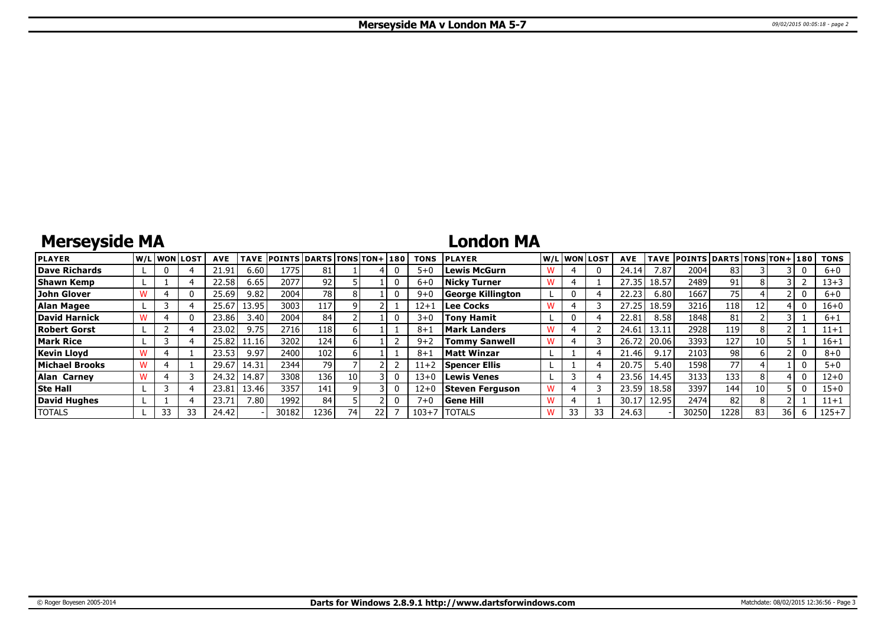# Merseyside MA v London MA 5-7

## Merseyside MA

| PLAYER | W/L | WON | LOST | AVE | TAVE | POINTS | DARTS | TONS | TON+ | 180 | TONS |
|---|---|---|---|---|---|---|---|---|---|---|---|
| Dave Richards | L | 0 | 4 | 21.91 | 6.60 | 1775 | 81 | 1 | 4 | 0 | 5+0 |
| Shawn Kemp | L | 1 | 4 | 22.58 | 6.65 | 2077 | 92 | 5 | 1 | 0 | 6+0 |
| John Glover | W | 4 | 0 | 25.69 | 9.82 | 2004 | 78 | 8 | 1 | 0 | 9+0 |
| Alan Magee | L | 3 | 4 | 25.67 | 13.95 | 3003 | 117 | 9 | 2 | 1 | 12+1 |
| David Harnick | W | 4 | 0 | 23.86 | 3.40 | 2004 | 84 | 2 | 1 | 0 | 3+0 |
| Robert Gorst | L | 2 | 4 | 23.02 | 9.75 | 2716 | 118 | 6 | 1 | 1 | 8+1 |
| Mark Rice | L | 3 | 4 | 25.82 | 11.16 | 3202 | 124 | 6 | 1 | 2 | 9+2 |
| Kevin Lloyd | W | 4 | 1 | 23.53 | 9.97 | 2400 | 102 | 6 | 1 | 1 | 8+1 |
| Michael Brooks | W | 4 | 1 | 29.67 | 14.31 | 2344 | 79 | 7 | 2 | 2 | 11+2 |
| Alan Carney | W | 4 | 3 | 24.32 | 14.87 | 3308 | 136 | 10 | 3 | 0 | 13+0 |
| Ste Hall | L | 3 | 4 | 23.81 | 13.46 | 3357 | 141 | 9 | 3 | 0 | 12+0 |
| David Hughes | L | 1 | 4 | 23.71 | 7.80 | 1992 | 84 | 5 | 2 | 0 | 7+0 |
| TOTALS | L | 33 | 33 | 24.42 | - | 30182 | 1236 | 74 | 22 | 7 | 103+7 |

## London MA

| PLAYER | W/L | WON | LOST | AVE | TAVE | POINTS | DARTS | TONS | TON+ | 180 | TONS |
|---|---|---|---|---|---|---|---|---|---|---|---|
| Lewis McGurn | W | 4 | 0 | 24.14 | 7.87 | 2004 | 83 | 3 | 3 | 0 | 6+0 |
| Nicky Turner | W | 4 | 1 | 27.35 | 18.57 | 2489 | 91 | 8 | 3 | 2 | 13+3 |
| George Killington | L | 0 | 4 | 22.23 | 6.80 | 1667 | 75 | 4 | 2 | 0 | 6+0 |
| Lee Cocks | W | 4 | 3 | 27.25 | 18.59 | 3216 | 118 | 12 | 4 | 0 | 16+0 |
| Tony Hamit | L | 0 | 4 | 22.81 | 8.58 | 1848 | 81 | 2 | 3 | 1 | 6+1 |
| Mark Landers | W | 4 | 2 | 24.61 | 13.11 | 2928 | 119 | 8 | 2 | 1 | 11+1 |
| Tommy Sanwell | W | 4 | 3 | 26.72 | 20.06 | 3393 | 127 | 10 | 5 | 1 | 16+1 |
| Matt Winzar | L | 1 | 4 | 21.46 | 9.17 | 2103 | 98 | 6 | 2 | 0 | 8+0 |
| Spencer Ellis | L | 1 | 4 | 20.75 | 5.40 | 1598 | 77 | 4 | 1 | 0 | 5+0 |
| Lewis Venes | L | 3 | 4 | 23.56 | 14.45 | 3133 | 133 | 8 | 4 | 0 | 12+0 |
| Steven Ferguson | W | 4 | 3 | 23.59 | 18.58 | 3397 | 144 | 10 | 5 | 0 | 15+0 |
| Gene Hill | W | 4 | 1 | 30.17 | 12.95 | 2474 | 82 | 8 | 2 | 1 | 11+1 |
| TOTALS | W | 33 | 33 | 24.63 | - | 30250 | 1228 | 83 | 36 | 6 | 125+7 |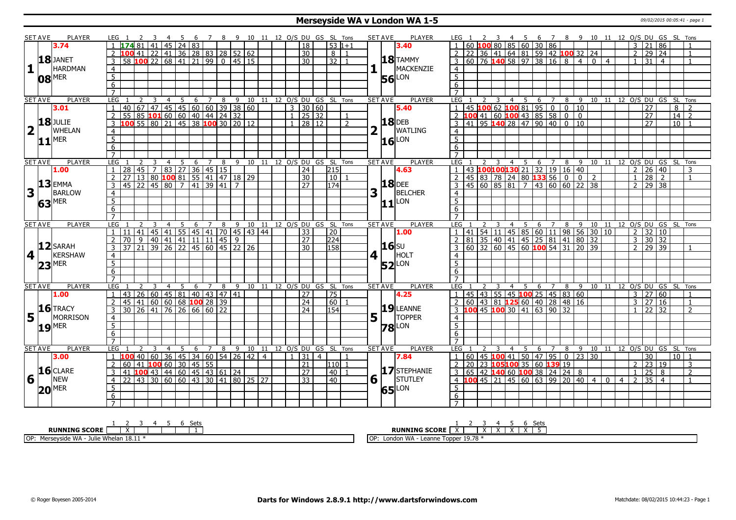# Merseyside WA v London WA 1-5

09/02/2015 00:05:41 - page 1

## Set 1

| SET AVE | PLAYER | LEG | 1 | 2 | 3 | 4 | 5 | 6 | 7 | 8 | 9 | 10 | 11 | 12 | O/S | DU | GS | SL | Tons |
|---|---|---|---|---|---|---|---|---|---|---|---|---|---|---|---|---|---|---|---|
| 3.74 | JANET HARDMAN MER | 1 | 174 | 81 | 41 | 45 | 24 | 83 | | | | | | | | 18 | | 53 | 1+1 |
| 18.08 | | 2 | 100 | 41 | 22 | 41 | 36 | 28 | 83 | 28 | 52 | 62 | | | | 30 | | 8 | 1 |
| | | 3 | 58 | 100 | 22 | 68 | 41 | 21 | 99 | 0 | 45 | 15 | | | | 30 | | 32 | 1 |

| SET AVE | PLAYER | LEG | 1 | 2 | 3 | 4 | 5 | 6 | 7 | 8 | 9 | 10 | 11 | 12 | O/S | DU | GS | SL | Tons |
|---|---|---|---|---|---|---|---|---|---|---|---|---|---|---|---|---|---|---|---|
| 3.40 | TAMMY MACKENZIE LON | 1 | 60 | 100 | 80 | 85 | 60 | 30 | 86 | | | | | | 3 | 21 | 86 | | 1 |
| 18.56 | | 2 | 22 | 36 | 41 | 64 | 81 | 59 | 42 | 100 | 32 | 24 | | | 2 | 29 | 24 | | 1 |
| | | 3 | 60 | 76 | 140 | 58 | 97 | 38 | 16 | 8 | 4 | 0 | 4 | | 1 | 31 | 4 | | 1 |

## Set 2

| SET AVE | PLAYER | LEG | 1 | 2 | 3 | 4 | 5 | 6 | 7 | 8 | 9 | 10 | 11 | 12 | O/S | DU | GS | SL | Tons |
|---|---|---|---|---|---|---|---|---|---|---|---|---|---|---|---|---|---|---|---|
| 3.01 | JULIE WHELAN MER | 1 | 40 | 67 | 47 | 45 | 45 | 60 | 60 | 39 | 38 | 60 | | | 3 | 30 | 60 | | |
| 18.11 | | 2 | 55 | 85 | 101 | 60 | 60 | 40 | 44 | 24 | 32 | | | | 1 | 25 | 32 | | 1 |
| | | 3 | 100 | 55 | 80 | 21 | 45 | 38 | 100 | 30 | 20 | 12 | | | 1 | 28 | 12 | | 2 |

| SET AVE | PLAYER | LEG | 1 | 2 | 3 | 4 | 5 | 6 | 7 | 8 | 9 | 10 | 11 | 12 | O/S | DU | GS | SL | Tons |
|---|---|---|---|---|---|---|---|---|---|---|---|---|---|---|---|---|---|---|---|
| 5.40 | DEB WATLING LON | 1 | 45 | 100 | 62 | 100 | 81 | 95 | 0 | 0 | 10 | | | | | 27 | | 8 | 2 |
| 18.16 | | 2 | 100 | 41 | 60 | 100 | 43 | 85 | 58 | 0 | 0 | | | | | 27 | | 14 | 2 |
| | | 3 | 41 | 95 | 140 | 28 | 47 | 90 | 40 | 0 | 10 | | | | | 27 | | 10 | 1 |

## Set 3

| SET AVE | PLAYER | LEG | 1 | 2 | 3 | 4 | 5 | 6 | 7 | 8 | 9 | 10 | 11 | 12 | O/S | DU | GS | SL | Tons |
|---|---|---|---|---|---|---|---|---|---|---|---|---|---|---|---|---|---|---|---|
| 1.00 | EMMA BARLOW MER | 1 | 28 | 45 | 7 | 83 | 27 | 36 | 45 | 15 | | | | | | 24 | | 215 | |
| 13.63 | | 2 | 27 | 13 | 80 | 100 | 81 | 55 | 41 | 47 | 18 | 29 | | | | 30 | | 10 | 1 |
| | | 3 | 45 | 22 | 45 | 80 | 7 | 41 | 39 | 41 | 7 | | | | | 27 | | 174 | |

| SET AVE | PLAYER | LEG | 1 | 2 | 3 | 4 | 5 | 6 | 7 | 8 | 9 | 10 | 11 | 12 | O/S | DU | GS | SL | Tons |
|---|---|---|---|---|---|---|---|---|---|---|---|---|---|---|---|---|---|---|---|
| 4.63 | DEE BELCHER LON | 1 | 43 | 100 | 100 | 130 | 21 | 32 | 19 | 16 | 40 | | | | 2 | 26 | 40 | | 3 |
| 18.11 | | 2 | 45 | 83 | 78 | 24 | 80 | 133 | 56 | 0 | 0 | 2 | | | 1 | 28 | 2 | | 1 |
| | | 3 | 45 | 60 | 85 | 81 | 7 | 43 | 60 | 60 | 22 | 38 | | | 2 | 29 | 38 | | |

## Set 4

| SET AVE | PLAYER | LEG | 1 | 2 | 3 | 4 | 5 | 6 | 7 | 8 | 9 | 10 | 11 | 12 | O/S | DU | GS | SL | Tons |
|---|---|---|---|---|---|---|---|---|---|---|---|---|---|---|---|---|---|---|---|
| | SARAH KERSHAW MER | 1 | 11 | 41 | 45 | 41 | 55 | 45 | 41 | 70 | 45 | 43 | 44 | | | 33 | | 20 | |
| 12.23 | | 2 | 70 | 9 | 40 | 41 | 41 | 11 | 11 | 45 | 9 | | | | | 27 | | 224 | |
| | | 3 | 37 | 21 | 39 | 26 | 22 | 45 | 60 | 45 | 22 | 26 | | | | 30 | | 158 | |

| SET AVE | PLAYER | LEG | 1 | 2 | 3 | 4 | 5 | 6 | 7 | 8 | 9 | 10 | 11 | 12 | O/S | DU | GS | SL | Tons |
|---|---|---|---|---|---|---|---|---|---|---|---|---|---|---|---|---|---|---|---|
| 1.00 | SU HOLT LON | 1 | 41 | 54 | 11 | 45 | 85 | 60 | 11 | 98 | 56 | 30 | 10 | | 2 | 32 | 10 | | |
| 16.52 | | 2 | 81 | 35 | 40 | 41 | 45 | 25 | 81 | 41 | 80 | 32 | | | 3 | 30 | 32 | | |
| | | 3 | 60 | 32 | 60 | 45 | 60 | 100 | 54 | 31 | 20 | 39 | | | 2 | 29 | 39 | | 1 |

## Set 5

| SET AVE | PLAYER | LEG | 1 | 2 | 3 | 4 | 5 | 6 | 7 | 8 | 9 | 10 | 11 | 12 | O/S | DU | GS | SL | Tons |
|---|---|---|---|---|---|---|---|---|---|---|---|---|---|---|---|---|---|---|---|
| 1.00 | TRACY MORRISON MER | 1 | 43 | 26 | 60 | 45 | 81 | 40 | 43 | 47 | 41 | | | | | 27 | | 75 | |
| 16.19 | | 2 | 45 | 41 | 60 | 60 | 68 | 100 | 28 | 39 | | | | | | 24 | | 60 | 1 |
| | | 3 | 30 | 26 | 41 | 76 | 26 | 66 | 60 | 22 | | | | | | 24 | | 154 | |

| SET AVE | PLAYER | LEG | 1 | 2 | 3 | 4 | 5 | 6 | 7 | 8 | 9 | 10 | 11 | 12 | O/S | DU | GS | SL | Tons |
|---|---|---|---|---|---|---|---|---|---|---|---|---|---|---|---|---|---|---|---|
| 4.25 | LEANNE TOPPER LON | 1 | 45 | 43 | 55 | 45 | 100 | 25 | 45 | 83 | 60 | | | | 3 | 27 | 60 | | 1 |
| 19.78 | | 2 | 60 | 43 | 81 | 125 | 60 | 40 | 28 | 48 | 16 | | | | 3 | 27 | 16 | | 1 |
| | | 3 | 100 | 45 | 100 | 30 | 41 | 63 | 90 | 32 | | | | | 1 | 22 | 32 | | 2 |

## Set 6

| SET AVE | PLAYER | LEG | 1 | 2 | 3 | 4 | 5 | 6 | 7 | 8 | 9 | 10 | 11 | 12 | O/S | DU | GS | SL | Tons |
|---|---|---|---|---|---|---|---|---|---|---|---|---|---|---|---|---|---|---|---|
| 3.00 | CLARE NEW MER | 1 | 100 | 40 | 60 | 36 | 45 | 34 | 60 | 54 | 26 | 42 | 4 | | 1 | 31 | 4 | | 1 |
| 16.20 | | 2 | 60 | 41 | 100 | 60 | 30 | 45 | 55 | | | | | | | 21 | | 110 | 1 |
| | | 3 | 41 | 100 | 43 | 44 | 60 | 45 | 43 | 61 | 24 | | | | | 27 | | 40 | 1 |
| | | 4 | 22 | 43 | 30 | 60 | 60 | 43 | 30 | 41 | 80 | 25 | 27 | | | 33 | | 40 | |

| SET AVE | PLAYER | LEG | 1 | 2 | 3 | 4 | 5 | 6 | 7 | 8 | 9 | 10 | 11 | 12 | O/S | DU | GS | SL | Tons |
|---|---|---|---|---|---|---|---|---|---|---|---|---|---|---|---|---|---|---|---|
| 7.84 | STEPHANIE STUTLEY LON | 1 | 60 | 45 | 100 | 41 | 50 | 47 | 95 | 0 | 23 | 30 | | | | 30 | | 10 | 1 |
| 17.65 | | 2 | 20 | 23 | 105 | 100 | 35 | 60 | 139 | 19 | | | | | 2 | 23 | 19 | | 3 |
| | | 3 | 65 | 42 | 140 | 60 | 100 | 38 | 24 | 24 | 8 | | | | 1 | 25 | 8 | | 2 |
| | | 4 | 100 | 45 | 21 | 45 | 60 | 63 | 99 | 20 | 40 | 4 | 0 | 4 | 2 | 35 | 4 | | 1 |

| RUNNING SCORE | 1 | 2 | 3 | 4 | 5 | 6 | Sets |
|---|---|---|---|---|---|---|---|
| Merseyside WA | | X | | | | | 1 |
| London WA | X | | X | X | X | X | 5 |

OP: Merseyside WA - Julie Whelan 18.11 *

OP: London WA - Leanne Topper 19.78 *

© Roger Boyesen 2005-2014 | Darts for Windows 2.8.9.1 http://www.dartsforwindows.com | Matchdate: 08/02/2015 10:44:23 - Page 1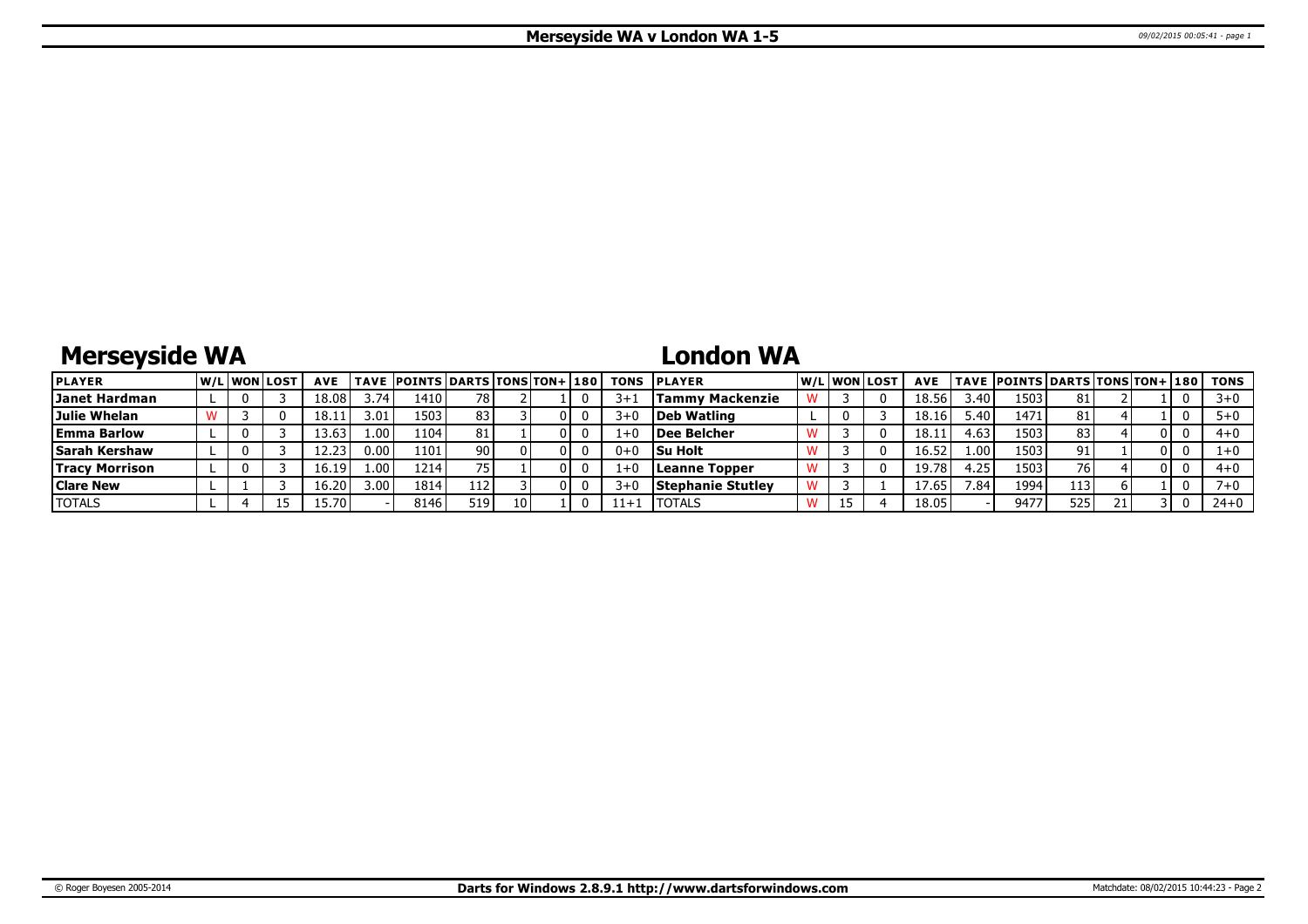# Merseyside WA v London WA 1-5

## Merseyside WA

## London WA

| PLAYER | W/L | WON | LOST | AVE | TAVE | POINTS | DARTS | TONS | TON+ | 180 | TONS | PLAYER | W/L | WON | LOST | AVE | TAVE | POINTS | DARTS | TONS | TON+ | 180 | TONS |
|---|---|---|---|---|---|---|---|---|---|---|---|---|---|---|---|---|---|---|---|---|---|---|---|
| **Janet Hardman** | L | 0 | 3 | 18.08 | 3.74 | 1410 | 78 | 2 | 1 | 0 | 3+1 | **Tammy Mackenzie** | W | 3 | 0 | 18.56 | 3.40 | 1503 | 81 | 2 | 1 | 0 | 3+0 |
| **Julie Whelan** | W | 3 | 0 | 18.11 | 3.01 | 1503 | 83 | 3 | 0 | 0 | 3+0 | **Deb Watling** | L | 0 | 3 | 18.16 | 5.40 | 1471 | 81 | 4 | 1 | 0 | 5+0 |
| **Emma Barlow** | L | 0 | 3 | 13.63 | 1.00 | 1104 | 81 | 1 | 0 | 0 | 1+0 | **Dee Belcher** | W | 3 | 0 | 18.11 | 4.63 | 1503 | 83 | 4 | 0 | 0 | 4+0 |
| **Sarah Kershaw** | L | 0 | 3 | 12.23 | 0.00 | 1101 | 90 | 0 | 0 | 0 | 0+0 | **Su Holt** | W | 3 | 0 | 16.52 | 1.00 | 1503 | 91 | 1 | 0 | 0 | 1+0 |
| **Tracy Morrison** | L | 0 | 3 | 16.19 | 1.00 | 1214 | 75 | 1 | 0 | 0 | 1+0 | **Leanne Topper** | W | 3 | 0 | 19.78 | 4.25 | 1503 | 76 | 4 | 0 | 0 | 4+0 |
| **Clare New** | L | 1 | 3 | 16.20 | 3.00 | 1814 | 112 | 3 | 0 | 0 | 3+0 | **Stephanie Stutley** | W | 3 | 1 | 17.65 | 7.84 | 1994 | 113 | 6 | 1 | 0 | 7+0 |
| TOTALS | L | 4 | 15 | 15.70 | - | 8146 | 519 | 10 | 1 | 0 | 11+1 | TOTALS | W | 15 | 4 | 18.05 | - | 9477 | 525 | 21 | 3 | 0 | 24+0 |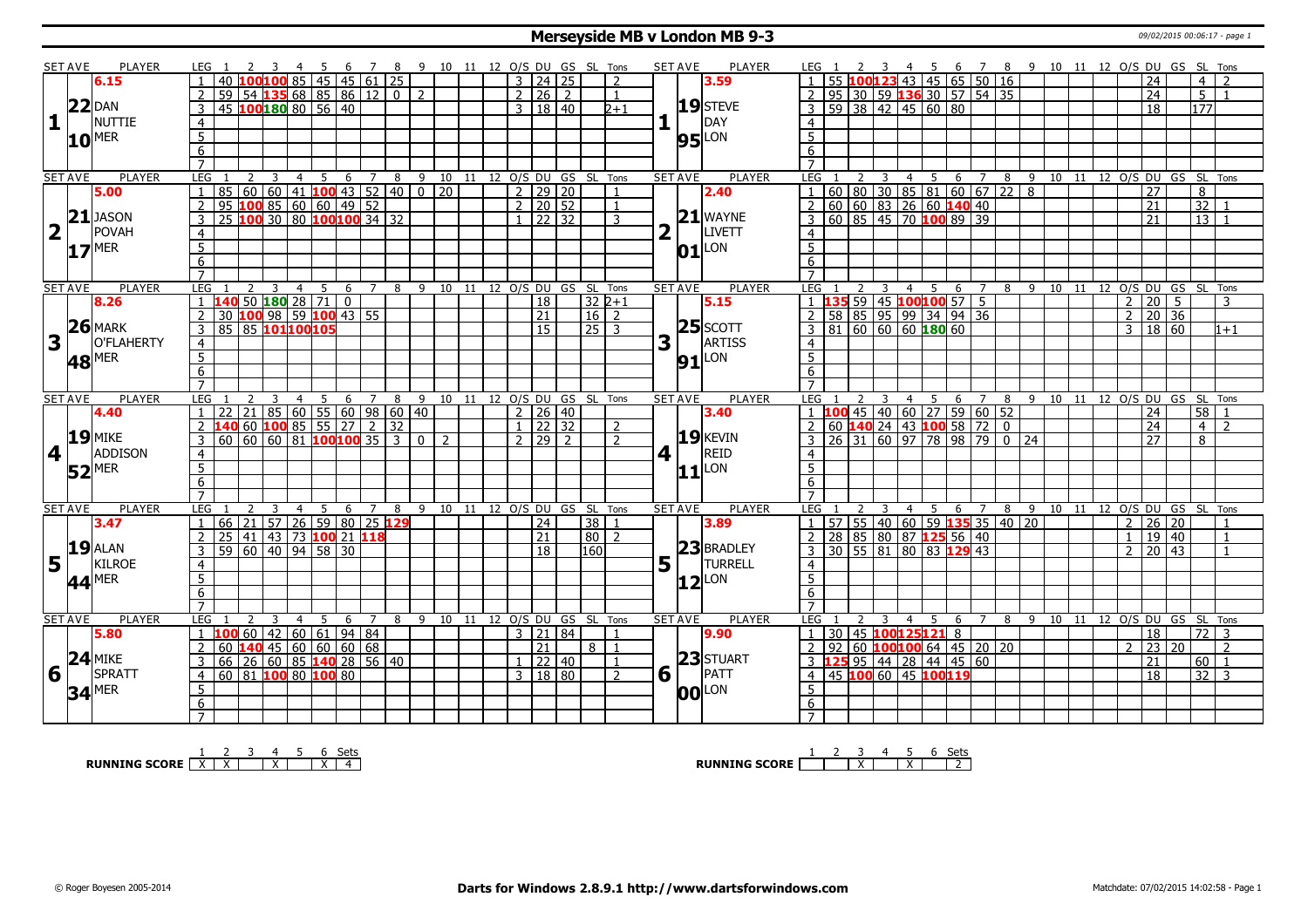# Merseyside MB v London MB 9-3

09/02/2015 00:06:17 - page 1

## Set 1

| SET AVE | PLAYER | LEG | 1 | 2 | 3 | 4 | 5 | 6 | 7 | 8 | 9 | 10 | 11 | 12 | O/S | DU | GS | SL | Tons |
|---|---|---|---|---|---|---|---|---|---|---|---|---|---|---|---|---|---|---|---|
| 6.15 | 22 DAN NUTTIE 10 MER | 1 | 40 | 100 | 100 | 85 | 45 | 45 | 61 | 25 | | | | | 3 | 24 | 25 | | 2 |
| | | 2 | 59 | 54 | 135 | 68 | 85 | 86 | 12 | 0 | 2 | | | | 2 | 26 | 2 | | 1 |
| | | 3 | 45 | 100 | 180 | 80 | 56 | 40 | | | | | | | 3 | 18 | 40 | | 2+1 |

| SET AVE | PLAYER | LEG | 1 | 2 | 3 | 4 | 5 | 6 | 7 | 8 | 9 | 10 | 11 | 12 | O/S | DU | GS | SL | Tons |
|---|---|---|---|---|---|---|---|---|---|---|---|---|---|---|---|---|---|---|---|
| 3.59 | 19 STEVE DAY 95 LON | 1 | 55 | 100 | 123 | 43 | 45 | 65 | 50 | 16 | | | | | | 24 | | 4 | 2 |
| | | 2 | 95 | 30 | 59 | 136 | 30 | 57 | 54 | 35 | | | | | | 24 | | 5 | 1 |
| | | 3 | 59 | 38 | 42 | 45 | 60 | 80 | | | | | | | | 18 | | 177 | |

## Set 2

| SET AVE | PLAYER | LEG | 1 | 2 | 3 | 4 | 5 | 6 | 7 | 8 | 9 | 10 | 11 | 12 | O/S | DU | GS | SL | Tons |
|---|---|---|---|---|---|---|---|---|---|---|---|---|---|---|---|---|---|---|---|
| 5.00 | 21 JASON POVAH 17 MER | 1 | 85 | 60 | 60 | 41 | 100 | 43 | 52 | 40 | 0 | 20 | | | 2 | 29 | 20 | | 1 |
| | | 2 | 95 | 100 | 85 | 60 | 60 | 49 | 52 | | | | | | 2 | 20 | 52 | | 1 |
| | | 3 | 25 | 100 | 30 | 80 | 100 | 100 | 34 | 32 | | | | | 1 | 22 | 32 | | 3 |

| SET AVE | PLAYER | LEG | 1 | 2 | 3 | 4 | 5 | 6 | 7 | 8 | 9 | 10 | 11 | 12 | O/S | DU | GS | SL | Tons |
|---|---|---|---|---|---|---|---|---|---|---|---|---|---|---|---|---|---|---|---|
| 2.40 | 21 WAYNE LIVETT 01 LON | 1 | 60 | 80 | 30 | 85 | 81 | 60 | 67 | 22 | 8 | | | | | 27 | | 8 | |
| | | 2 | 60 | 60 | 83 | 26 | 60 | 140 | 40 | | | | | | | 21 | | 32 | 1 |
| | | 3 | 60 | 85 | 45 | 70 | 100 | 89 | 39 | | | | | | | 21 | | 13 | 1 |

## Set 3

| SET AVE | PLAYER | LEG | 1 | 2 | 3 | 4 | 5 | 6 | 7 | 8 | 9 | 10 | 11 | 12 | O/S | DU | GS | SL | Tons |
|---|---|---|---|---|---|---|---|---|---|---|---|---|---|---|---|---|---|---|---|
| 8.26 | 26 MARK O'FLAHERTY 48 MER | 1 | 140 | 50 | 180 | 28 | 71 | 0 | | | | | | | | 18 | | 32 | 2+1 |
| | | 2 | 30 | 100 | 98 | 59 | 100 | 43 | 55 | | | | | | | 21 | | 16 | 2 |
| | | 3 | 85 | 85 | 101 | 100 | 105 | | | | | | | | | 15 | | 25 | 3 |

| SET AVE | PLAYER | LEG | 1 | 2 | 3 | 4 | 5 | 6 | 7 | 8 | 9 | 10 | 11 | 12 | O/S | DU | GS | SL | Tons |
|---|---|---|---|---|---|---|---|---|---|---|---|---|---|---|---|---|---|---|---|
| 5.15 | 25 SCOTT ARTISS 91 LON | 1 | 135 | 59 | 45 | 100 | 100 | 57 | 5 | | | | | | 2 | 20 | 5 | | 3 |
| | | 2 | 58 | 85 | 95 | 99 | 34 | 94 | 36 | | | | | | 2 | 20 | 36 | | |
| | | 3 | 81 | 60 | 60 | 60 | 180 | 60 | | | | | | | 3 | 18 | 60 | | 1+1 |

## Set 4

| SET AVE | PLAYER | LEG | 1 | 2 | 3 | 4 | 5 | 6 | 7 | 8 | 9 | 10 | 11 | 12 | O/S | DU | GS | SL | Tons |
|---|---|---|---|---|---|---|---|---|---|---|---|---|---|---|---|---|---|---|---|
| 4.40 | 19 MIKE ADDISON 52 MER | 1 | 22 | 21 | 85 | 60 | 55 | 60 | 98 | 60 | 40 | | | | 2 | 26 | 40 | | |
| | | 2 | 140 | 60 | 100 | 85 | 55 | 27 | 2 | 32 | | | | | 1 | 22 | 32 | | 2 |
| | | 3 | 60 | 60 | 60 | 81 | 100 | 100 | 35 | 3 | 0 | 2 | | | 2 | 29 | 2 | | 2 |

| SET AVE | PLAYER | LEG | 1 | 2 | 3 | 4 | 5 | 6 | 7 | 8 | 9 | 10 | 11 | 12 | O/S | DU | GS | SL | Tons |
|---|---|---|---|---|---|---|---|---|---|---|---|---|---|---|---|---|---|---|---|
| 3.40 | 19 KEVIN REID 11 LON | 1 | 100 | 45 | 40 | 60 | 27 | 59 | 60 | 52 | | | | | | 24 | | 58 | 1 |
| | | 2 | 60 | 140 | 24 | 43 | 100 | 58 | 72 | 0 | | | | | | 24 | | 4 | 2 |
| | | 3 | 26 | 31 | 60 | 97 | 78 | 98 | 79 | 0 | 24 | | | | | 27 | | 8 | |

## Set 5

| SET AVE | PLAYER | LEG | 1 | 2 | 3 | 4 | 5 | 6 | 7 | 8 | 9 | 10 | 11 | 12 | O/S | DU | GS | SL | Tons |
|---|---|---|---|---|---|---|---|---|---|---|---|---|---|---|---|---|---|---|---|
| 3.47 | 19 ALAN KILROE 44 MER | 1 | 66 | 21 | 57 | 26 | 59 | 80 | 25 | 129 | | | | | | 24 | | 38 | 1 |
| | | 2 | 25 | 41 | 43 | 73 | 100 | 21 | 118 | | | | | | | 21 | | 80 | 2 |
| | | 3 | 59 | 60 | 40 | 94 | 58 | 30 | | | | | | | | 18 | | 160 | |

| SET AVE | PLAYER | LEG | 1 | 2 | 3 | 4 | 5 | 6 | 7 | 8 | 9 | 10 | 11 | 12 | O/S | DU | GS | SL | Tons |
|---|---|---|---|---|---|---|---|---|---|---|---|---|---|---|---|---|---|---|---|
| 3.89 | 23 BRADLEY TURRELL 12 LON | 1 | 57 | 55 | 40 | 60 | 59 | 135 | 35 | 40 | 20 | | | | 2 | 26 | 20 | | 1 |
| | | 2 | 28 | 85 | 80 | 87 | 125 | 56 | 40 | | | | | | 1 | 19 | 40 | | 1 |
| | | 3 | 30 | 55 | 81 | 80 | 83 | 129 | 43 | | | | | | 2 | 20 | 43 | | 1 |

## Set 6

| SET AVE | PLAYER | LEG | 1 | 2 | 3 | 4 | 5 | 6 | 7 | 8 | 9 | 10 | 11 | 12 | O/S | DU | GS | SL | Tons |
|---|---|---|---|---|---|---|---|---|---|---|---|---|---|---|---|---|---|---|---|
| 5.80 | 24 MIKE SPRATT 34 MER | 1 | 100 | 60 | 42 | 60 | 61 | 94 | 84 | | | | | | 3 | 21 | 84 | | 1 |
| | | 2 | 60 | 140 | 45 | 60 | 60 | 60 | 68 | | | | | | | 21 | | 8 | 1 |
| | | 3 | 66 | 26 | 60 | 85 | 140 | 28 | 56 | 40 | | | | | 1 | 22 | 40 | | 1 |
| | | 4 | 60 | 81 | 100 | 80 | 100 | 80 | | | | | | | 3 | 18 | 80 | | 2 |

| SET AVE | PLAYER | LEG | 1 | 2 | 3 | 4 | 5 | 6 | 7 | 8 | 9 | 10 | 11 | 12 | O/S | DU | GS | SL | Tons |
|---|---|---|---|---|---|---|---|---|---|---|---|---|---|---|---|---|---|---|---|
| 9.90 | 23 STUART PATT 00 LON | 1 | 30 | 45 | 100 | 125 | 121 | 8 | | | | | | | | 18 | | 72 | 3 |
| | | 2 | 92 | 60 | 100 | 100 | 64 | 45 | 20 | 20 | | | | | 2 | 23 | 20 | | 2 |
| | | 3 | 125 | 95 | 44 | 28 | 44 | 45 | 60 | | | | | | | 21 | | 60 | 1 |
| | | 4 | 45 | 100 | 60 | 45 | 100 | 119 | | | | | | | | 18 | | 32 | 3 |

| RUNNING SCORE | 1 | 2 | 3 | 4 | 5 | 6 | Sets |
|---|---|---|---|---|---|---|---|
| Merseyside MB | X | X | | X | | X | 4 |
| London MB | | | X | | X | | 2 |

© Roger Boyesen 2005-2014 | **Darts for Windows 2.8.9.1 http://www.dartsforwindows.com** | Matchdate: 07/02/2015 14:02:58 - Page 1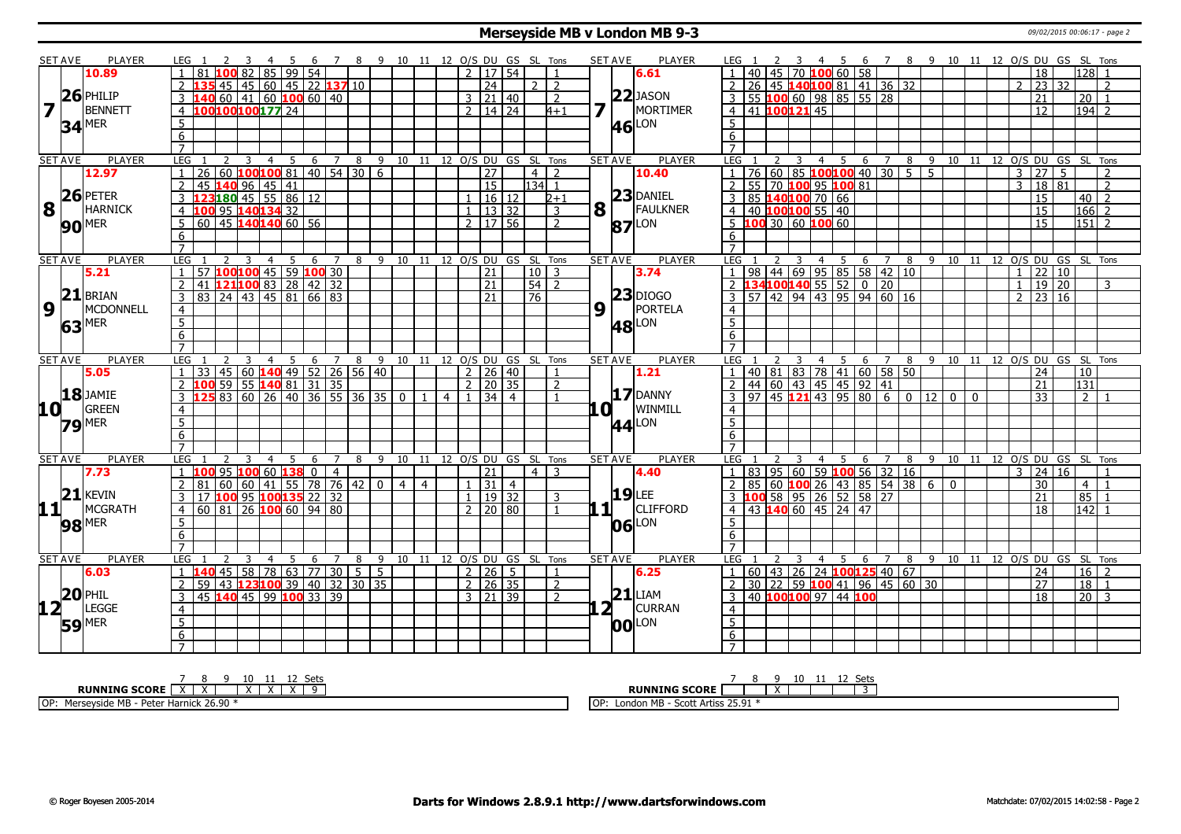# Merseyside MB v London MB 9-3

## Set 7

**Philip Bennett (MER)** — Set Ave 10.89, 26.34

| LEG | 1 | 2 | 3 | 4 | 5 | 6 | 7 | 8 | 9 | 10 | 11 | 12 | O/S | DU | GS | SL | Tons |
|---|---|---|---|---|---|---|---|---|---|---|---|---|---|---|---|---|---|
| 1 | 81 | 100 | 82 | 85 | 99 | 54 | | | | | | | 2 | 17 | 54 | | 1 |
| 2 | 135 | 45 | 45 | 60 | 45 | 22 | 137 | 10 | | | | | | 24 | | 2 | 2 |
| 3 | 140 | 60 | 41 | 60 | 100 | 60 | 40 | | | | | | 3 | 21 | 40 | | 2 |
| 4 | 100 | 100 | 100 | 177 | 24 | | | | | | | | 2 | 14 | 24 | | 4+1 |

**Jason Mortimer (LON)** — Set Ave 6.61, 22.46

| LEG | 1 | 2 | 3 | 4 | 5 | 6 | 7 | 8 | 9 | 10 | 11 | 12 | O/S | DU | GS | SL | Tons |
|---|---|---|---|---|---|---|---|---|---|---|---|---|---|---|---|---|---|
| 1 | 40 | 45 | 70 | 100 | 60 | 58 | | | | | | | | 18 | | 128 | 1 |
| 2 | 26 | 45 | 140 | 100 | 81 | 41 | 36 | 32 | | | | | 2 | 23 | 32 | | 2 |
| 3 | 55 | 100 | 60 | 98 | 85 | 55 | 28 | | | | | | | 21 | | 20 | 1 |
| 4 | 41 | 100 | 121 | 45 | | | | | | | | | | 12 | | 194 | 2 |

## Set 8

**Peter Harnick (MER)** — Set Ave 12.97, 26.90

| LEG | 1 | 2 | 3 | 4 | 5 | 6 | 7 | 8 | 9 | 10 | 11 | 12 | O/S | DU | GS | SL | Tons |
|---|---|---|---|---|---|---|---|---|---|---|---|---|---|---|---|---|---|
| 1 | 26 | 60 | 100 | 100 | 81 | 40 | 54 | 30 | 6 | | | | | 27 | | 4 | 2 |
| 2 | 45 | 140 | 96 | 45 | 41 | | | | | | | | | 15 | | 134 | 1 |
| 3 | 123 | 180 | 45 | 55 | 86 | 12 | | | | | | | 1 | 16 | 12 | | 2+1 |
| 4 | 100 | 95 | 140 | 134 | 32 | | | | | | | | 1 | 13 | 32 | | 3 |
| 5 | 60 | 45 | 140 | 140 | 60 | 56 | | | | | | | 2 | 17 | 56 | | 2 |

**Daniel Faulkner (LON)** — Set Ave 10.40, 23.87

| LEG | 1 | 2 | 3 | 4 | 5 | 6 | 7 | 8 | 9 | 10 | 11 | 12 | O/S | DU | GS | SL | Tons |
|---|---|---|---|---|---|---|---|---|---|---|---|---|---|---|---|---|---|
| 1 | 76 | 60 | 85 | 100 | 100 | 40 | 30 | 5 | 5 | | | | 3 | 27 | 5 | | 2 |
| 2 | 55 | 70 | 100 | 95 | 100 | 81 | | | | | | | 3 | 18 | 81 | | 2 |
| 3 | 85 | 140 | 100 | 70 | 66 | | | | | | | | | 15 | | 40 | 2 |
| 4 | 40 | 100 | 100 | 55 | 40 | | | | | | | | | 15 | | 166 | 2 |
| 5 | 100 | 30 | 60 | 100 | 60 | | | | | | | | | 15 | | 151 | 2 |

## Set 9

**Brian McDonnell (MER)** — Set Ave 5.21, 21.63

| LEG | 1 | 2 | 3 | 4 | 5 | 6 | 7 | 8 | 9 | 10 | 11 | 12 | O/S | DU | GS | SL | Tons |
|---|---|---|---|---|---|---|---|---|---|---|---|---|---|---|---|---|---|
| 1 | 57 | 100 | 100 | 45 | 59 | 100 | 30 | | | | | | | 21 | | 10 | 3 |
| 2 | 41 | 121 | 100 | 83 | 28 | 42 | 32 | | | | | | | 21 | | 54 | 2 |
| 3 | 83 | 24 | 43 | 45 | 81 | 66 | 83 | | | | | | | 21 | | 76 | |

**Diogo Portela (LON)** — Set Ave 3.74, 23.48

| LEG | 1 | 2 | 3 | 4 | 5 | 6 | 7 | 8 | 9 | 10 | 11 | 12 | O/S | DU | GS | SL | Tons |
|---|---|---|---|---|---|---|---|---|---|---|---|---|---|---|---|---|---|
| 1 | 98 | 44 | 69 | 95 | 85 | 58 | 42 | 10 | | | | | 1 | 22 | 10 | | |
| 2 | 134 | 100 | 140 | 55 | 52 | 0 | 20 | | | | | | 1 | 19 | 20 | | 3 |
| 3 | 57 | 42 | 94 | 43 | 95 | 94 | 60 | 16 | | | | | 2 | 23 | 16 | | |

## Set 10

**Jamie Green (MER)** — Set Ave 5.05, 18.79

| LEG | 1 | 2 | 3 | 4 | 5 | 6 | 7 | 8 | 9 | 10 | 11 | 12 | O/S | DU | GS | SL | Tons |
|---|---|---|---|---|---|---|---|---|---|---|---|---|---|---|---|---|---|
| 1 | 33 | 45 | 60 | 140 | 49 | 52 | 26 | 56 | 40 | | | | 2 | 26 | 40 | | 1 |
| 2 | 100 | 59 | 55 | 140 | 81 | 31 | 35 | | | | | | 2 | 20 | 35 | | 2 |
| 3 | 125 | 83 | 60 | 26 | 40 | 36 | 55 | 36 | 35 | 0 | 1 | 4 | 1 | 34 | 4 | | 1 |

**Danny Winmill (LON)** — Set Ave 1.21, 17.44

| LEG | 1 | 2 | 3 | 4 | 5 | 6 | 7 | 8 | 9 | 10 | 11 | 12 | O/S | DU | GS | SL | Tons |
|---|---|---|---|---|---|---|---|---|---|---|---|---|---|---|---|---|---|
| 1 | 40 | 81 | 83 | 78 | 41 | 60 | 58 | 50 | | | | | | 24 | | 10 | |
| 2 | 44 | 60 | 43 | 45 | 45 | 92 | 41 | | | | | | | 21 | | 131 | |
| 3 | 97 | 45 | 121 | 43 | 95 | 80 | 6 | 0 | 12 | 0 | 0 | | | 33 | | 2 | 1 |

## Set 11

**Kevin McGrath (MER)** — Set Ave 7.73, 21.98

| LEG | 1 | 2 | 3 | 4 | 5 | 6 | 7 | 8 | 9 | 10 | 11 | 12 | O/S | DU | GS | SL | Tons |
|---|---|---|---|---|---|---|---|---|---|---|---|---|---|---|---|---|---|
| 1 | 100 | 95 | 100 | 60 | 138 | 0 | 4 | | | | | | | 21 | | 4 | 3 |
| 2 | 81 | 60 | 60 | 41 | 55 | 78 | 76 | 42 | 0 | 4 | 4 | | 1 | 31 | 4 | | |
| 3 | 17 | 100 | 95 | 100 | 135 | 22 | 32 | | | | | | 1 | 19 | 32 | | 3 |
| 4 | 60 | 81 | 26 | 100 | 60 | 94 | 80 | | | | | | 2 | 20 | 80 | | 1 |

**Lee Clifford (LON)** — Set Ave 4.40, 19.06

| LEG | 1 | 2 | 3 | 4 | 5 | 6 | 7 | 8 | 9 | 10 | 11 | 12 | O/S | DU | GS | SL | Tons |
|---|---|---|---|---|---|---|---|---|---|---|---|---|---|---|---|---|---|
| 1 | 83 | 95 | 60 | 59 | 100 | 56 | 32 | 16 | | | | | 3 | 24 | 16 | | 1 |
| 2 | 85 | 60 | 100 | 26 | 43 | 85 | 54 | 38 | 6 | 0 | | | | 30 | | 4 | 1 |
| 3 | 100 | 58 | 95 | 26 | 52 | 58 | 27 | | | | | | | 21 | | 85 | 1 |
| 4 | 43 | 140 | 60 | 45 | 24 | 47 | | | | | | | | 18 | | 142 | 1 |

## Set 12

**Phil Legge (MER)** — Set Ave 6.03, 20.59

| LEG | 1 | 2 | 3 | 4 | 5 | 6 | 7 | 8 | 9 | 10 | 11 | 12 | O/S | DU | GS | SL | Tons |
|---|---|---|---|---|---|---|---|---|---|---|---|---|---|---|---|---|---|
| 1 | 140 | 45 | 58 | 78 | 63 | 77 | 30 | 5 | 5 | | | | 2 | 26 | 5 | | 1 |
| 2 | 59 | 43 | 123 | 100 | 39 | 40 | 32 | 30 | 35 | | | | 2 | 26 | 35 | | 2 |
| 3 | 45 | 140 | 45 | 99 | 100 | 33 | 39 | | | | | | 3 | 21 | 39 | | 2 |

**Liam Curran (LON)** — Set Ave 6.25, 21.00

| LEG | 1 | 2 | 3 | 4 | 5 | 6 | 7 | 8 | 9 | 10 | 11 | 12 | O/S | DU | GS | SL | Tons |
|---|---|---|---|---|---|---|---|---|---|---|---|---|---|---|---|---|---|
| 1 | 60 | 43 | 26 | 24 | 100 | 125 | 40 | 67 | | | | | | 24 | | 16 | 2 |
| 2 | 30 | 22 | 59 | 100 | 41 | 96 | 45 | 60 | 30 | | | | | 27 | | 18 | 1 |
| 3 | 40 | 100 | 100 | 97 | 44 | 100 | | | | | | | | 18 | | 20 | 3 |

**RUNNING SCORE (Merseyside MB)**

| 7 | 8 | 9 | 10 | 11 | 12 | Sets |
|---|---|---|---|---|---|---|
| X | X | | X | X | X | 9 |

**RUNNING SCORE (London MB)**

| 7 | 8 | 9 | 10 | 11 | 12 | Sets |
|---|---|---|---|---|---|---|
| | | X | | | | 3 |

OP: Merseyside MB - Peter Harnick 26.90 *

OP: London MB - Scott Artiss 25.91 *

© Roger Boyesen 2005-2014 | Darts for Windows 2.8.9.1 http://www.dartsforwindows.com | Matchdate: 07/02/2015 14:02:58 - Page 2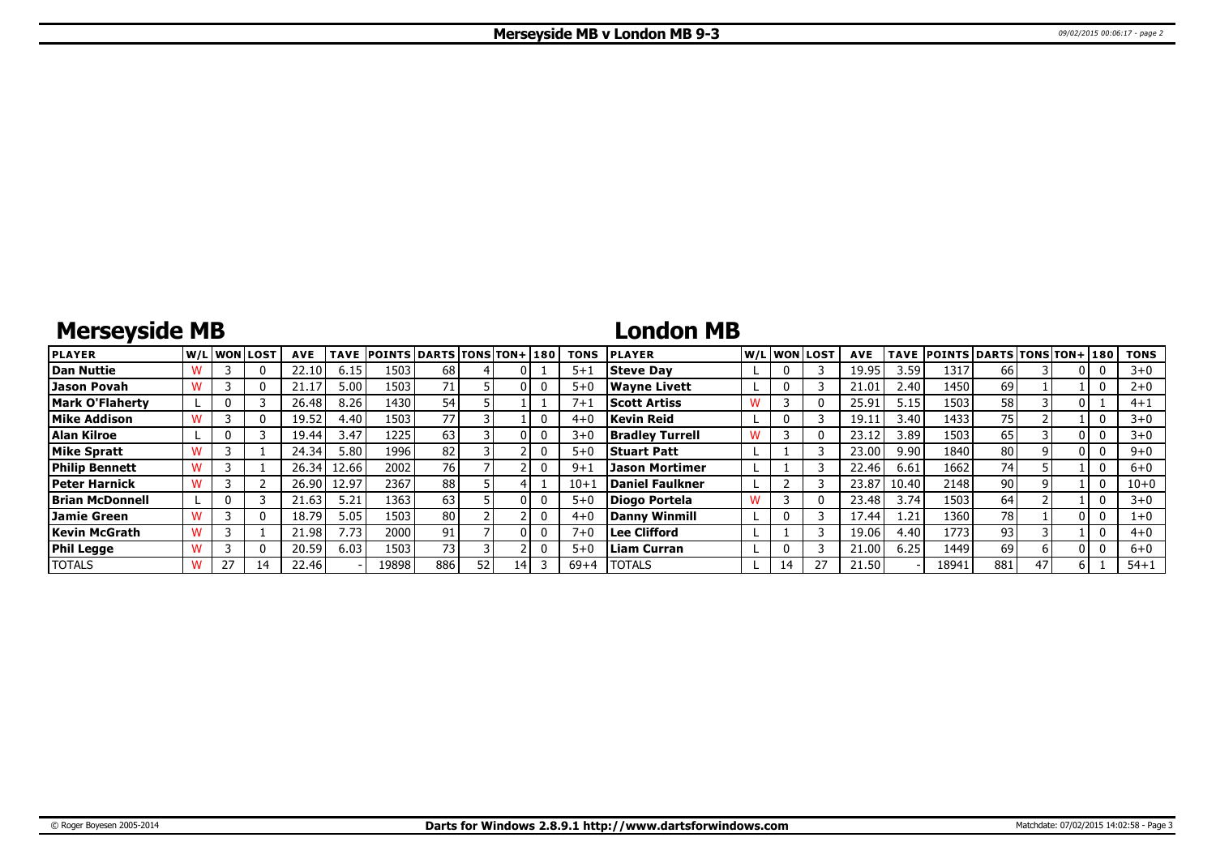# Merseyside MB v London MB 9-3

## Merseyside MB

| PLAYER | W/L | WON | LOST | AVE | TAVE | POINTS | DARTS | TONS | TON+ | 180 | TONS |
|---|---|---|---|---|---|---|---|---|---|---|---|
| Dan Nuttie | W | 3 | 0 | 22.10 | 6.15 | 1503 | 68 | 4 | 0 | 1 | 5+1 |
| Jason Povah | W | 3 | 0 | 21.17 | 5.00 | 1503 | 71 | 5 | 0 | 0 | 5+0 |
| Mark O'Flaherty | L | 0 | 3 | 26.48 | 8.26 | 1430 | 54 | 5 | 1 | 1 | 7+1 |
| Mike Addison | W | 3 | 0 | 19.52 | 4.40 | 1503 | 77 | 3 | 1 | 0 | 4+0 |
| Alan Kilroe | L | 0 | 3 | 19.44 | 3.47 | 1225 | 63 | 3 | 0 | 0 | 3+0 |
| Mike Spratt | W | 3 | 1 | 24.34 | 5.80 | 1996 | 82 | 3 | 2 | 0 | 5+0 |
| Philip Bennett | W | 3 | 1 | 26.34 | 12.66 | 2002 | 76 | 7 | 2 | 0 | 9+1 |
| Peter Harnick | W | 3 | 2 | 26.90 | 12.97 | 2367 | 88 | 5 | 4 | 1 | 10+1 |
| Brian McDonnell | L | 0 | 3 | 21.63 | 5.21 | 1363 | 63 | 5 | 0 | 0 | 5+0 |
| Jamie Green | W | 3 | 0 | 18.79 | 5.05 | 1503 | 80 | 2 | 2 | 0 | 4+0 |
| Kevin McGrath | W | 3 | 1 | 21.98 | 7.73 | 2000 | 91 | 7 | 0 | 0 | 7+0 |
| Phil Legge | W | 3 | 0 | 20.59 | 6.03 | 1503 | 73 | 3 | 2 | 0 | 5+0 |
| TOTALS | W | 27 | 14 | 22.46 | - | 19898 | 886 | 52 | 14 | 3 | 69+4 |

## London MB

| PLAYER | W/L | WON | LOST | AVE | TAVE | POINTS | DARTS | TONS | TON+ | 180 | TONS |
|---|---|---|---|---|---|---|---|---|---|---|---|
| Steve Day | L | 0 | 3 | 19.95 | 3.59 | 1317 | 66 | 3 | 0 | 0 | 3+0 |
| Wayne Livett | L | 0 | 3 | 21.01 | 2.40 | 1450 | 69 | 1 | 1 | 0 | 2+0 |
| Scott Artiss | W | 3 | 0 | 25.91 | 5.15 | 1503 | 58 | 3 | 0 | 1 | 4+1 |
| Kevin Reid | L | 0 | 3 | 19.11 | 3.40 | 1433 | 75 | 2 | 1 | 0 | 3+0 |
| Bradley Turrell | W | 3 | 0 | 23.12 | 3.89 | 1503 | 65 | 3 | 0 | 0 | 3+0 |
| Stuart Patt | L | 1 | 3 | 23.00 | 9.90 | 1840 | 80 | 9 | 0 | 0 | 9+0 |
| Jason Mortimer | L | 1 | 3 | 22.46 | 6.61 | 1662 | 74 | 5 | 1 | 0 | 6+0 |
| Daniel Faulkner | L | 2 | 3 | 23.87 | 10.40 | 2148 | 90 | 9 | 1 | 0 | 10+0 |
| Diogo Portela | W | 3 | 0 | 23.48 | 3.74 | 1503 | 64 | 2 | 1 | 0 | 3+0 |
| Danny Winmill | L | 0 | 3 | 17.44 | 1.21 | 1360 | 78 | 1 | 0 | 0 | 1+0 |
| Lee Clifford | L | 1 | 3 | 19.06 | 4.40 | 1773 | 93 | 3 | 1 | 0 | 4+0 |
| Liam Curran | L | 0 | 3 | 21.00 | 6.25 | 1449 | 69 | 6 | 0 | 0 | 6+0 |
| TOTALS | L | 14 | 27 | 21.50 | - | 18941 | 881 | 47 | 6 | 1 | 54+1 |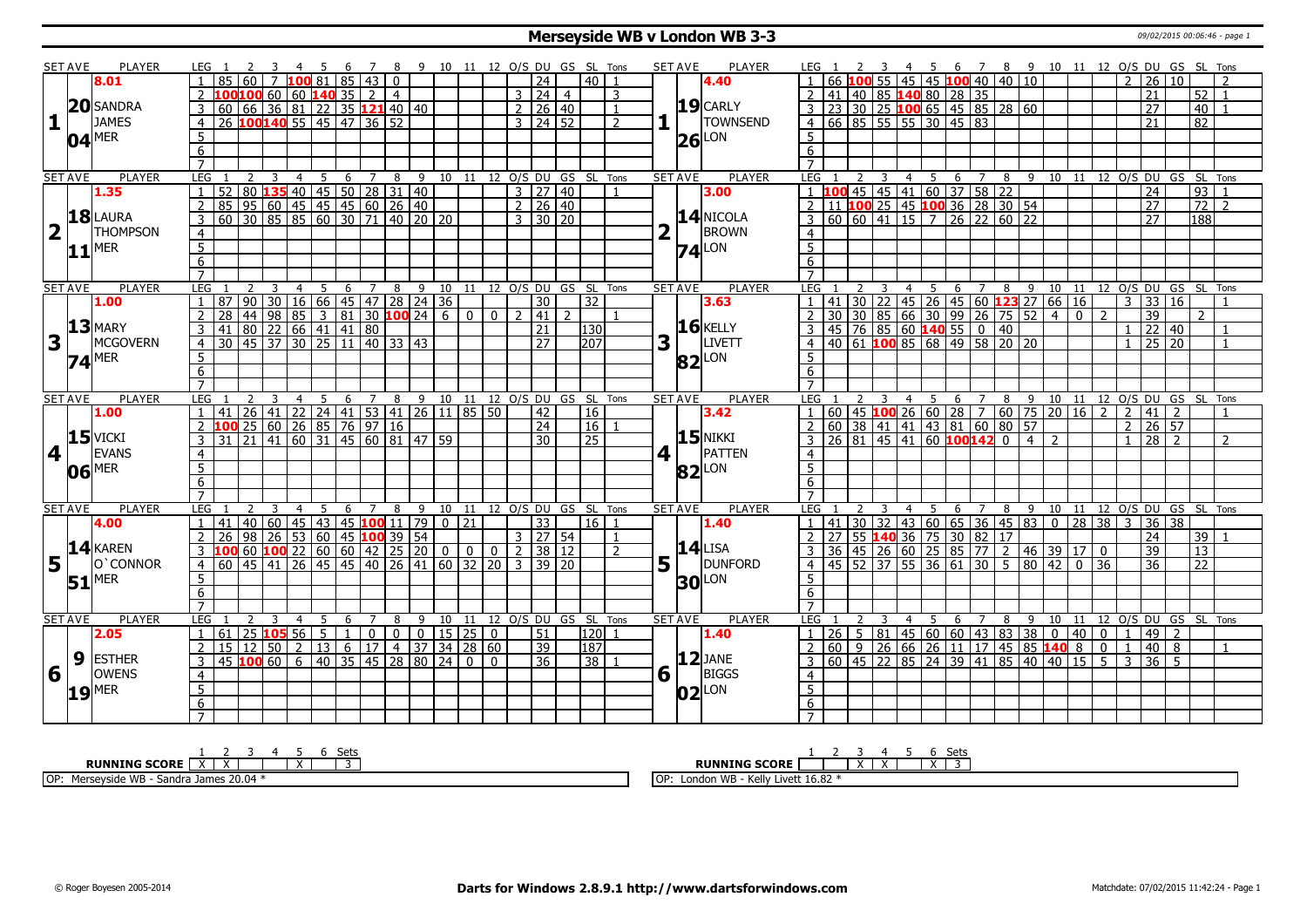# Merseyside WB v London WB 3-3

## Set 1

| SET AVE | PLAYER | LEG | 1 | 2 | 3 | 4 | 5 | 6 | 7 | 8 | 9 | 10 | 11 | 12 | O/S | DU | GS | SL | Tons |
|---|---|---|---|---|---|---|---|---|---|---|---|---|---|---|---|---|---|---|---|
| 8.01 | SANDRA JAMES | 1 | 85 | 60 | 7 | 100 | 81 | 85 | 43 | 0 | | | | | | 24 | | 40 | 1 |
| 20.04 | MER | 2 | 100 | 100 | 60 | 60 | 140 | 35 | 2 | 4 | | | | | 3 | 24 | 4 | | 3 |
| | | 3 | 60 | 66 | 36 | 81 | 22 | 35 | 121 | 40 | 40 | | | | 2 | 26 | 40 | | 1 |
| | | 4 | 26 | 100 | 140 | 55 | 45 | 47 | 36 | 52 | | | | | 3 | 24 | 52 | | 2 |

| SET AVE | PLAYER | LEG | 1 | 2 | 3 | 4 | 5 | 6 | 7 | 8 | 9 | 10 | 11 | 12 | O/S | DU | GS | SL | Tons |
|---|---|---|---|---|---|---|---|---|---|---|---|---|---|---|---|---|---|---|---|
| 4.40 | CARLY TOWNSEND | 1 | 66 | 100 | 55 | 45 | 45 | 100 | 40 | 40 | 10 | | | | 2 | 26 | 10 | | 2 |
| 19.26 | LON | 2 | 41 | 40 | 85 | 140 | 80 | 28 | 35 | | | | | | | 21 | | 52 | 1 |
| | | 3 | 23 | 30 | 25 | 100 | 65 | 45 | 85 | 28 | 60 | | | | | 27 | | 40 | 1 |
| | | 4 | 66 | 85 | 55 | 55 | 30 | 45 | 83 | | | | | | | 21 | | 82 | |

## Set 2

| SET AVE | PLAYER | LEG | 1 | 2 | 3 | 4 | 5 | 6 | 7 | 8 | 9 | 10 | 11 | 12 | O/S | DU | GS | SL | Tons |
|---|---|---|---|---|---|---|---|---|---|---|---|---|---|---|---|---|---|---|---|
| 1.35 | LAURA THOMPSON | 1 | 52 | 80 | 135 | 40 | 45 | 50 | 28 | 31 | 40 | | | | 3 | 27 | 40 | | 1 |
| 18.11 | MER | 2 | 85 | 95 | 60 | 45 | 45 | 45 | 60 | 26 | 40 | | | | 2 | 26 | 40 | | |
| | | 3 | 60 | 30 | 85 | 85 | 60 | 30 | 71 | 40 | 20 | 20 | | | 3 | 30 | 20 | | |

| SET AVE | PLAYER | LEG | 1 | 2 | 3 | 4 | 5 | 6 | 7 | 8 | 9 | 10 | 11 | 12 | O/S | DU | GS | SL | Tons |
|---|---|---|---|---|---|---|---|---|---|---|---|---|---|---|---|---|---|---|---|
| 3.00 | NICOLA BROWN | 1 | 100 | 45 | 45 | 41 | 60 | 37 | 58 | 22 | | | | | | 24 | | 93 | 1 |
| 14.74 | LON | 2 | 11 | 100 | 25 | 45 | 100 | 36 | 28 | 30 | 54 | | | | | 27 | | 72 | 2 |
| | | 3 | 60 | 60 | 41 | 15 | 7 | 26 | 22 | 60 | 22 | | | | | 27 | | 188 | |

## Set 3

| SET AVE | PLAYER | LEG | 1 | 2 | 3 | 4 | 5 | 6 | 7 | 8 | 9 | 10 | 11 | 12 | O/S | DU | GS | SL | Tons |
|---|---|---|---|---|---|---|---|---|---|---|---|---|---|---|---|---|---|---|---|
| 1.00 | MARY MCGOVERN | 1 | 87 | 90 | 30 | 16 | 66 | 45 | 47 | 28 | 24 | 36 | | | | 30 | | 32 | |
| 13.74 | MER | 2 | 28 | 44 | 98 | 85 | 3 | 81 | 30 | 100 | 24 | 6 | 0 | 0 | 2 | 41 | 2 | | 1 |
| | | 3 | 41 | 80 | 22 | 66 | 41 | 41 | 80 | | | | | | | 21 | | 130 | |
| | | 4 | 30 | 45 | 37 | 30 | 25 | 11 | 40 | 33 | 43 | | | | | 27 | | 207 | |

| SET AVE | PLAYER | LEG | 1 | 2 | 3 | 4 | 5 | 6 | 7 | 8 | 9 | 10 | 11 | 12 | O/S | DU | GS | SL | Tons |
|---|---|---|---|---|---|---|---|---|---|---|---|---|---|---|---|---|---|---|---|
| 3.63 | KELLY LIVETT | 1 | 41 | 30 | 22 | 45 | 26 | 45 | 60 | 123 | 27 | 66 | 16 | | 3 | 33 | 16 | | 1 |
| 16.82 | LON | 2 | 30 | 30 | 85 | 66 | 30 | 99 | 26 | 75 | 52 | 4 | 0 | 2 | | 39 | | 2 | |
| | | 3 | 45 | 76 | 85 | 60 | 140 | 55 | 0 | 40 | | | | | 1 | 22 | 40 | | 1 |
| | | 4 | 40 | 61 | 100 | 85 | 68 | 49 | 58 | 20 | 20 | | | | 1 | 25 | 20 | | 1 |

## Set 4

| SET AVE | PLAYER | LEG | 1 | 2 | 3 | 4 | 5 | 6 | 7 | 8 | 9 | 10 | 11 | 12 | O/S | DU | GS | SL | Tons |
|---|---|---|---|---|---|---|---|---|---|---|---|---|---|---|---|---|---|---|---|
| 1.00 | VICKI EVANS | 1 | 41 | 26 | 41 | 22 | 24 | 41 | 53 | 41 | 26 | 11 | 85 | 50 | | 42 | | 16 | |
| 15.06 | MER | 2 | 100 | 25 | 60 | 26 | 85 | 76 | 97 | 16 | | | | | | 24 | | 16 | 1 |
| | | 3 | 31 | 21 | 41 | 60 | 31 | 45 | 60 | 81 | 47 | 59 | | | | 30 | | 25 | |

| SET AVE | PLAYER | LEG | 1 | 2 | 3 | 4 | 5 | 6 | 7 | 8 | 9 | 10 | 11 | 12 | O/S | DU | GS | SL | Tons |
|---|---|---|---|---|---|---|---|---|---|---|---|---|---|---|---|---|---|---|---|
| 3.42 | NIKKI PATTEN | 1 | 60 | 45 | 100 | 26 | 60 | 28 | 7 | 60 | 75 | 20 | 16 | 2 | 2 | 41 | 2 | | 1 |
| 15.82 | LON | 2 | 60 | 38 | 41 | 41 | 43 | 81 | 60 | 80 | 57 | | | | 2 | 26 | 57 | | |
| | | 3 | 26 | 81 | 45 | 41 | 60 | 100 | 142 | 0 | 4 | 2 | | | 1 | 28 | 2 | | 2 |

## Set 5

| SET AVE | PLAYER | LEG | 1 | 2 | 3 | 4 | 5 | 6 | 7 | 8 | 9 | 10 | 11 | 12 | O/S | DU | GS | SL | Tons |
|---|---|---|---|---|---|---|---|---|---|---|---|---|---|---|---|---|---|---|---|
| 4.00 | KAREN O`CONNOR | 1 | 41 | 40 | 60 | 45 | 43 | 45 | 100 | 11 | 79 | 0 | 21 | | | 33 | | 16 | 1 |
| 14.51 | MER | 2 | 26 | 98 | 26 | 53 | 60 | 45 | 100 | 39 | 54 | | | | 3 | 27 | 54 | | 1 |
| | | 3 | 100 | 60 | 100 | 22 | 60 | 60 | 42 | 25 | 20 | 0 | 0 | 0 | 2 | 38 | 12 | | 2 |
| | | 4 | 60 | 45 | 41 | 26 | 45 | 45 | 40 | 26 | 41 | 60 | 32 | 20 | 3 | 39 | 20 | | |

| SET AVE | PLAYER | LEG | 1 | 2 | 3 | 4 | 5 | 6 | 7 | 8 | 9 | 10 | 11 | 12 | O/S | DU | GS | SL | Tons |
|---|---|---|---|---|---|---|---|---|---|---|---|---|---|---|---|---|---|---|---|
| 1.40 | LISA DUNFORD | 1 | 41 | 30 | 32 | 43 | 60 | 65 | 36 | 45 | 83 | 0 | 28 | 38 | 3 | 36 | 38 | | |
| 14.30 | LON | 2 | 27 | 55 | 140 | 36 | 75 | 30 | 82 | 17 | | | | | | 24 | | 39 | 1 |
| | | 3 | 36 | 45 | 26 | 60 | 25 | 85 | 77 | 2 | 46 | 39 | 17 | 0 | | 39 | | 13 | |
| | | 4 | 45 | 52 | 37 | 55 | 36 | 61 | 30 | 5 | 80 | 42 | 0 | 36 | | 36 | | 22 | |

## Set 6

| SET AVE | PLAYER | LEG | 1 | 2 | 3 | 4 | 5 | 6 | 7 | 8 | 9 | 10 | 11 | 12 | O/S | DU | GS | SL | Tons |
|---|---|---|---|---|---|---|---|---|---|---|---|---|---|---|---|---|---|---|---|
| 2.05 | ESTHER OWENS | 1 | 61 | 25 | 105 | 56 | 5 | 1 | 0 | 0 | 0 | 15 | 25 | 0 | | 51 | | 120 | 1 |
| 9.19 | MER | 2 | 15 | 12 | 50 | 2 | 13 | 6 | 17 | 4 | 37 | 34 | 28 | 60 | | 39 | | 187 | |
| | | 3 | 45 | 100 | 60 | 6 | 40 | 35 | 45 | 28 | 80 | 24 | 0 | 0 | | 36 | | 38 | 1 |

| SET AVE | PLAYER | LEG | 1 | 2 | 3 | 4 | 5 | 6 | 7 | 8 | 9 | 10 | 11 | 12 | O/S | DU | GS | SL | Tons |
|---|---|---|---|---|---|---|---|---|---|---|---|---|---|---|---|---|---|---|---|
| 1.40 | JANE BIGGS | 1 | 26 | 5 | 81 | 45 | 60 | 60 | 43 | 83 | 38 | 0 | 40 | 0 | 1 | 49 | 2 | | |
| 12.02 | LON | 2 | 60 | 9 | 26 | 66 | 26 | 11 | 17 | 45 | 85 | 140 | 8 | 0 | 1 | 40 | 8 | | 1 |
| | | 3 | 60 | 45 | 22 | 85 | 24 | 39 | 41 | 85 | 40 | 40 | 15 | 5 | 3 | 36 | 5 | | |

| RUNNING SCORE | 1 | 2 | 3 | 4 | 5 | 6 | Sets |
|---|---|---|---|---|---|---|---|
| Merseyside WB | X | X | | | X | | 3 |
| London WB | | | X | X | | X | 3 |

OP: Merseyside WB - Sandra James 20.04 *

OP: London WB - Kelly Livett 16.82 *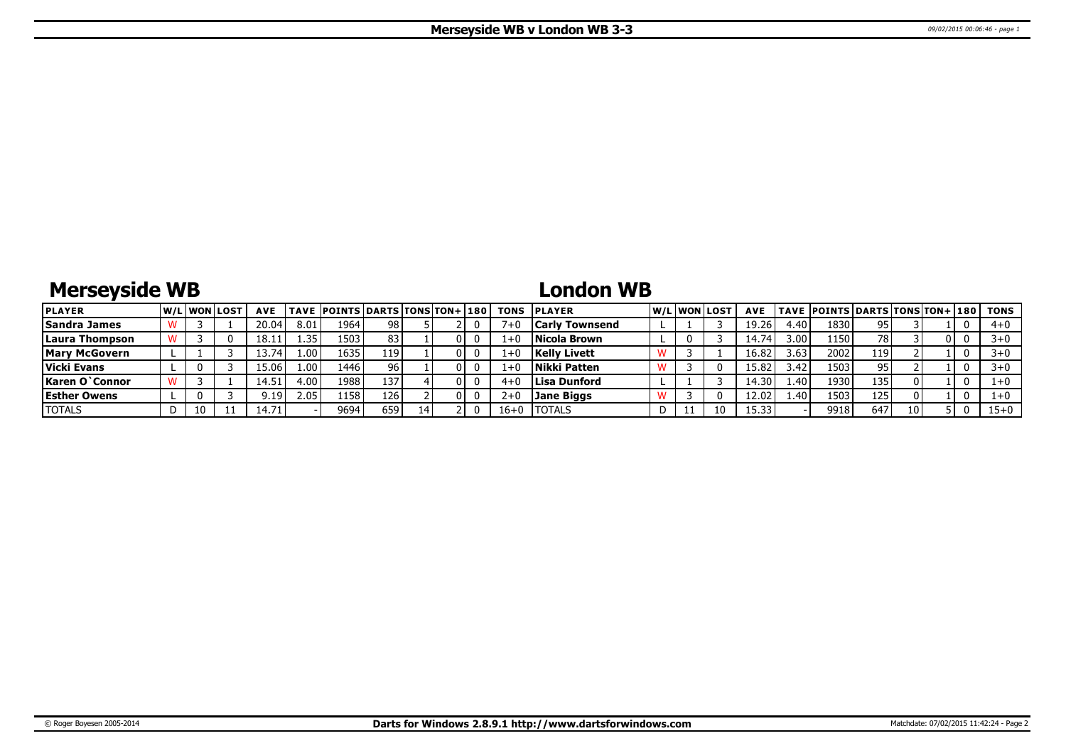# Merseyside WB v London WB 3-3

## Merseyside WB

| PLAYER | W/L | WON | LOST | AVE | TAVE | POINTS | DARTS | TONS | TON+ | 180 | TONS |
|---|---|---|---|---|---|---|---|---|---|---|---|
| Sandra James | W | 3 | 1 | 20.04 | 8.01 | 1964 | 98 | 5 | 2 | 0 | 7+0 |
| Laura Thompson | W | 3 | 0 | 18.11 | 1.35 | 1503 | 83 | 1 | 0 | 0 | 1+0 |
| Mary McGovern | L | 1 | 3 | 13.74 | 1.00 | 1635 | 119 | 1 | 0 | 0 | 1+0 |
| Vicki Evans | L | 0 | 3 | 15.06 | 1.00 | 1446 | 96 | 1 | 0 | 0 | 1+0 |
| Karen O`Connor | W | 3 | 1 | 14.51 | 4.00 | 1988 | 137 | 4 | 0 | 0 | 4+0 |
| Esther Owens | L | 0 | 3 | 9.19 | 2.05 | 1158 | 126 | 2 | 0 | 0 | 2+0 |
| TOTALS | D | 10 | 11 | 14.71 | - | 9694 | 659 | 14 | 2 | 0 | 16+0 |

## London WB

| PLAYER | W/L | WON | LOST | AVE | TAVE | POINTS | DARTS | TONS | TON+ | 180 | TONS |
|---|---|---|---|---|---|---|---|---|---|---|---|
| Carly Townsend | L | 1 | 3 | 19.26 | 4.40 | 1830 | 95 | 3 | 1 | 0 | 4+0 |
| Nicola Brown | L | 0 | 3 | 14.74 | 3.00 | 1150 | 78 | 3 | 0 | 0 | 3+0 |
| Kelly Livett | W | 3 | 1 | 16.82 | 3.63 | 2002 | 119 | 2 | 1 | 0 | 3+0 |
| Nikki Patten | W | 3 | 0 | 15.82 | 3.42 | 1503 | 95 | 2 | 1 | 0 | 3+0 |
| Lisa Dunford | L | 1 | 3 | 14.30 | 1.40 | 1930 | 135 | 0 | 1 | 0 | 1+0 |
| Jane Biggs | W | 3 | 0 | 12.02 | 1.40 | 1503 | 125 | 0 | 1 | 0 | 1+0 |
| TOTALS | D | 11 | 10 | 15.33 | - | 9918 | 647 | 10 | 5 | 0 | 15+0 |